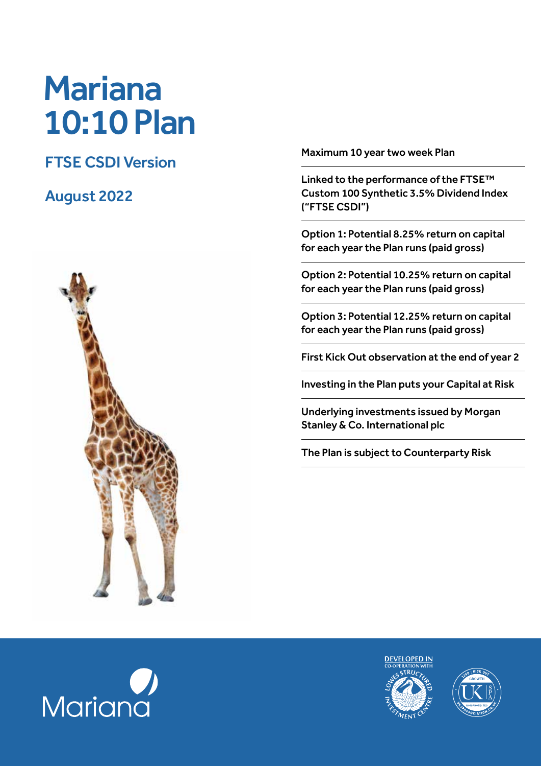# Mariana 10:10 Plan

## FTSE CSDI Version

## August 2022

Maximum 10 year two week Plan

Linked to the performance of the FTSE™ Custom 100 Synthetic 3.5% Dividend Index ("FTSE CSDI")

Option 1: Potential 8.25% return on capital for each year the Plan runs (paid gross)

Option 2: Potential 10.25% return on capital for each year the Plan runs (paid gross)

Option 3: Potential 12.25% return on capital for each year the Plan runs (paid gross)

First Kick Out observation at the end of year 2

Investing in the Plan puts your Capital at Risk

Underlying investments issued by Morgan Stanley & Co. International plc

The Plan is subject to Counterparty Risk

Mariana

DEVELOPED IN CO-OPERATION WITH LOWES STRUCTURED INVESTMENT CENTRE

UKSPA KICK OUT GROWTH NON-PROTECTED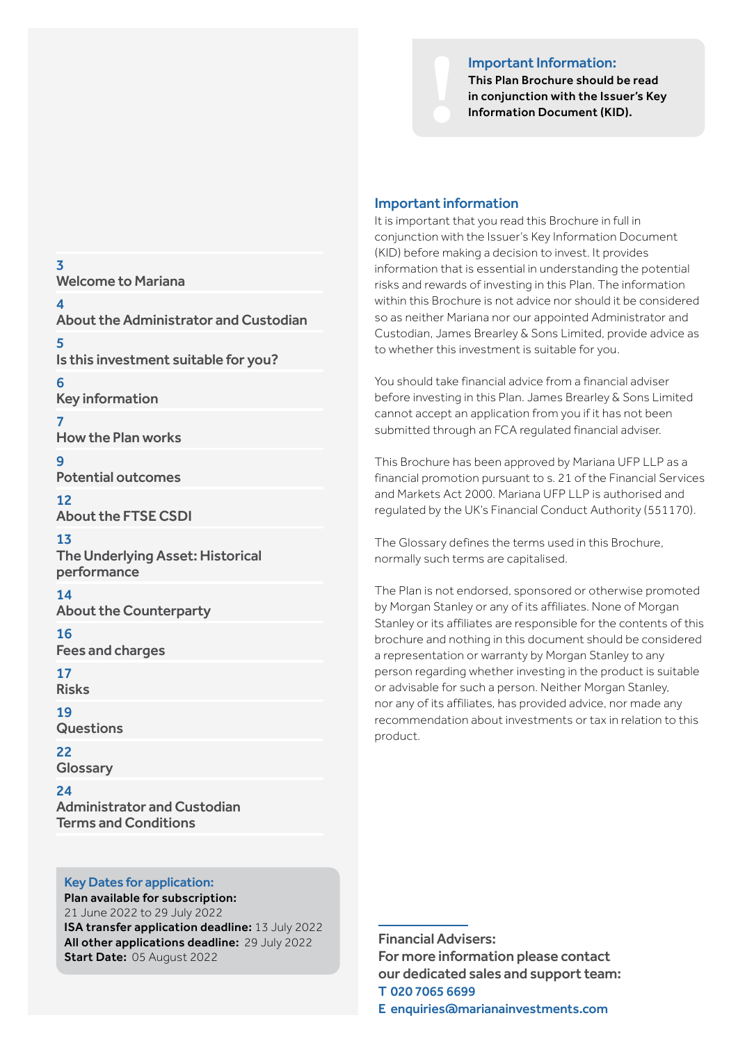| Page | Section |
|---|---|
| 3 | Welcome to Mariana |
| 4 | About the Administrator and Custodian |
| 5 | Is this investment suitable for you? |
| 6 | Key information |
| 7 | How the Plan works |
| 9 | Potential outcomes |
| 12 | About the FTSE CSDI |
| 13 | The Underlying Asset: Historical performance |
| 14 | About the Counterparty |
| 16 | Fees and charges |
| 17 | Risks |
| 19 | Questions |
| 22 | Glossary |
| 24 | Administrator and Custodian Terms and Conditions |

**Key Dates for application:**

**Plan available for subscription:** 21 June 2022 to 29 July 2022

**ISA transfer application deadline:** 13 July 2022

**All other applications deadline:** 29 July 2022

**Start Date:** 05 August 2022

**Important Information:**

**This Plan Brochure should be read in conjunction with the Issuer's Key Information Document (KID).**

## Important information

It is important that you read this Brochure in full in conjunction with the Issuer's Key Information Document (KID) before making a decision to invest. It provides information that is essential in understanding the potential risks and rewards of investing in this Plan. The information within this Brochure is not advice nor should it be considered so as neither Mariana nor our appointed Administrator and Custodian, James Brearley & Sons Limited, provide advice as to whether this investment is suitable for you.

You should take financial advice from a financial adviser before investing in this Plan. James Brearley & Sons Limited cannot accept an application from you if it has not been submitted through an FCA regulated financial adviser.

This Brochure has been approved by Mariana UFP LLP as a financial promotion pursuant to s. 21 of the Financial Services and Markets Act 2000. Mariana UFP LLP is authorised and regulated by the UK's Financial Conduct Authority (551170).

The Glossary defines the terms used in this Brochure, normally such terms are capitalised.

The Plan is not endorsed, sponsored or otherwise promoted by Morgan Stanley or any of its affiliates. None of Morgan Stanley or its affiliates are responsible for the contents of this brochure and nothing in this document should be considered a representation or warranty by Morgan Stanley to any person regarding whether investing in the product is suitable or advisable for such a person. Neither Morgan Stanley, nor any of its affiliates, has provided advice, nor made any recommendation about investments or tax in relation to this product.

**Financial Advisers:**
**For more information please contact our dedicated sales and support team:**

**T 020 7065 6699**

**E enquiries@marianainvestments.com**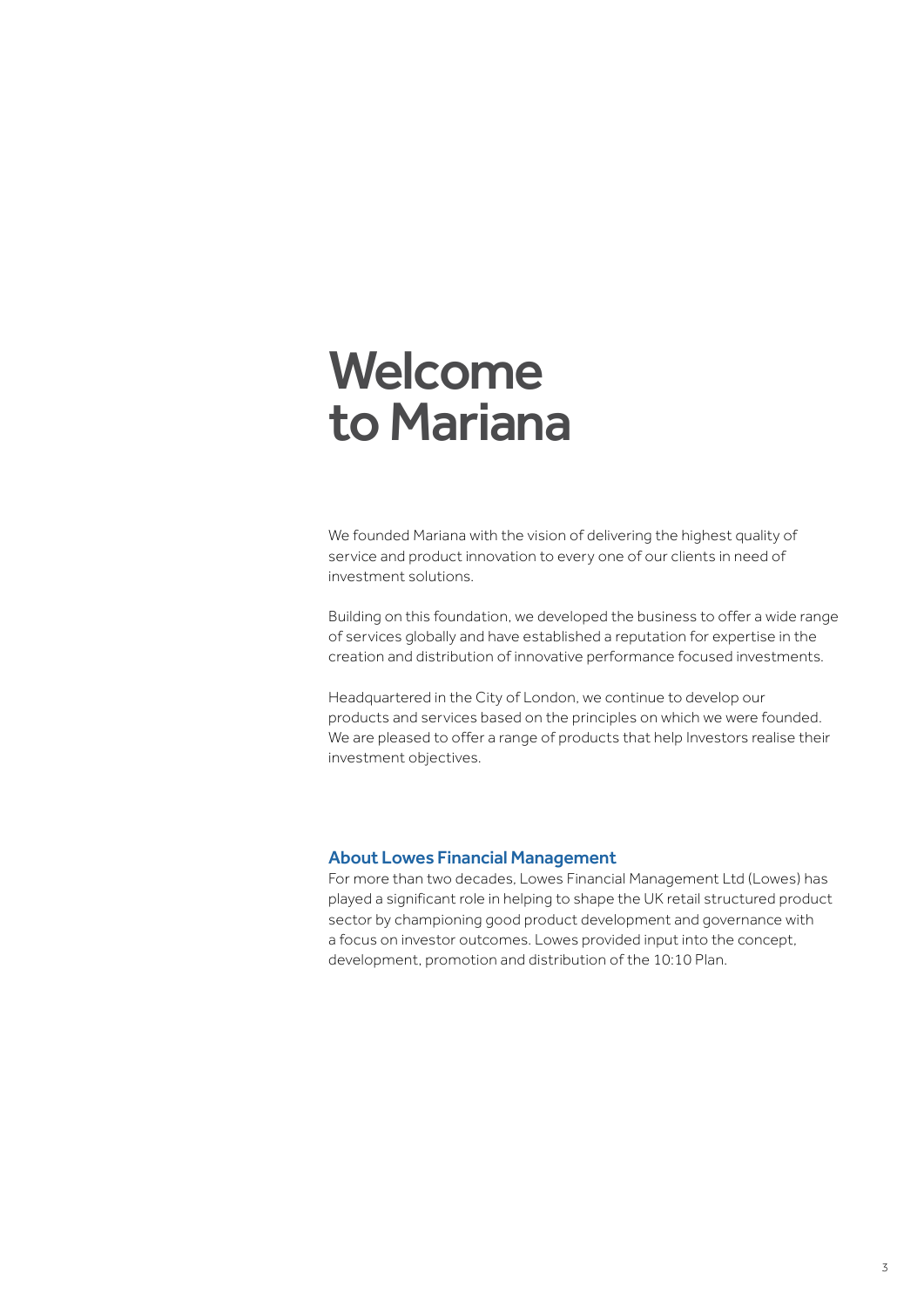# Welcome to Mariana

We founded Mariana with the vision of delivering the highest quality of service and product innovation to every one of our clients in need of investment solutions.

Building on this foundation, we developed the business to offer a wide range of services globally and have established a reputation for expertise in the creation and distribution of innovative performance focused investments.

Headquartered in the City of London, we continue to develop our products and services based on the principles on which we were founded. We are pleased to offer a range of products that help Investors realise their investment objectives.

## About Lowes Financial Management

For more than two decades, Lowes Financial Management Ltd (Lowes) has played a significant role in helping to shape the UK retail structured product sector by championing good product development and governance with a focus on investor outcomes. Lowes provided input into the concept, development, promotion and distribution of the 10:10 Plan.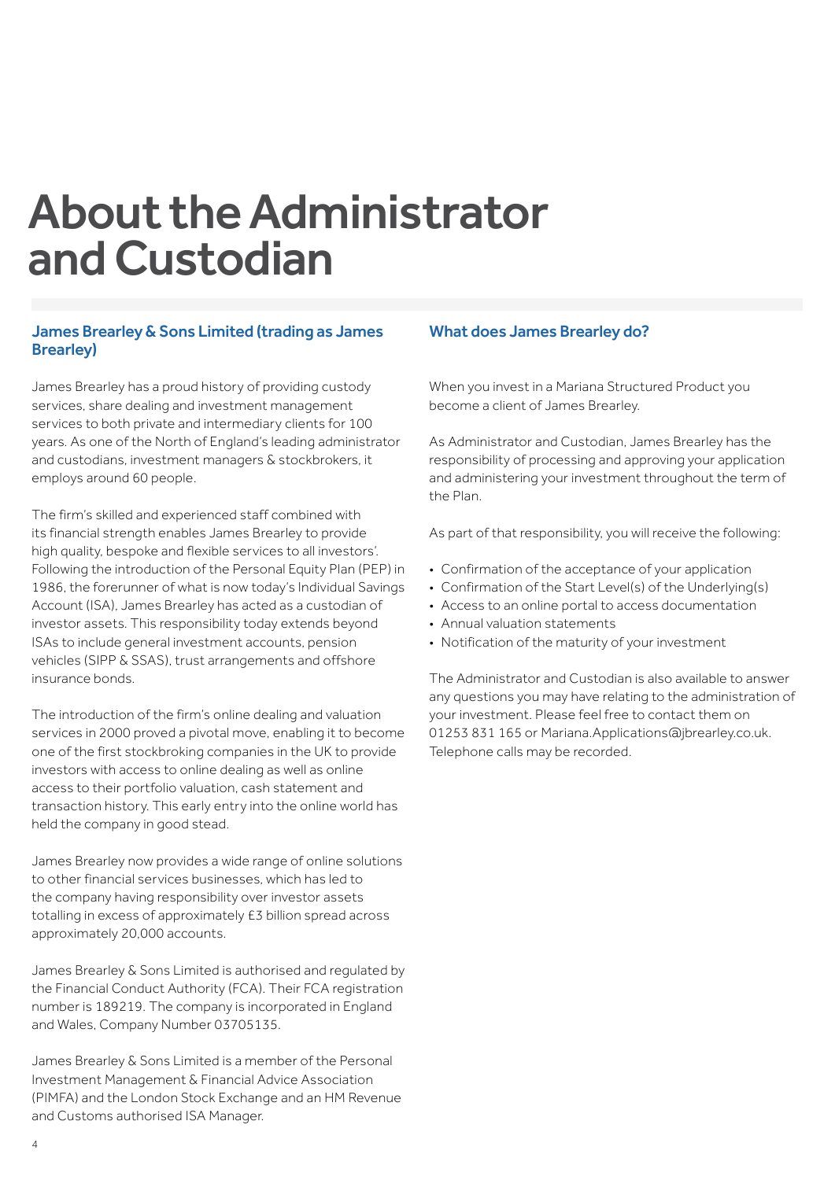# About the Administrator and Custodian

## James Brearley & Sons Limited (trading as James Brearley)

James Brearley has a proud history of providing custody services, share dealing and investment management services to both private and intermediary clients for 100 years. As one of the North of England's leading administrator and custodians, investment managers & stockbrokers, it employs around 60 people.

The firm's skilled and experienced staff combined with its financial strength enables James Brearley to provide high quality, bespoke and flexible services to all investors'. Following the introduction of the Personal Equity Plan (PEP) in 1986, the forerunner of what is now today's Individual Savings Account (ISA), James Brearley has acted as a custodian of investor assets. This responsibility today extends beyond ISAs to include general investment accounts, pension vehicles (SIPP & SSAS), trust arrangements and offshore insurance bonds.

The introduction of the firm's online dealing and valuation services in 2000 proved a pivotal move, enabling it to become one of the first stockbroking companies in the UK to provide investors with access to online dealing as well as online access to their portfolio valuation, cash statement and transaction history. This early entry into the online world has held the company in good stead.

James Brearley now provides a wide range of online solutions to other financial services businesses, which has led to the company having responsibility over investor assets totalling in excess of approximately £3 billion spread across approximately 20,000 accounts.

James Brearley & Sons Limited is authorised and regulated by the Financial Conduct Authority (FCA). Their FCA registration number is 189219. The company is incorporated in England and Wales, Company Number 03705135.

James Brearley & Sons Limited is a member of the Personal Investment Management & Financial Advice Association (PIMFA) and the London Stock Exchange and an HM Revenue and Customs authorised ISA Manager.

## What does James Brearley do?

When you invest in a Mariana Structured Product you become a client of James Brearley.

As Administrator and Custodian, James Brearley has the responsibility of processing and approving your application and administering your investment throughout the term of the Plan.

As part of that responsibility, you will receive the following:

- Confirmation of the acceptance of your application
- Confirmation of the Start Level(s) of the Underlying(s)
- Access to an online portal to access documentation
- Annual valuation statements
- Notification of the maturity of your investment

The Administrator and Custodian is also available to answer any questions you may have relating to the administration of your investment. Please feel free to contact them on 01253 831 165 or Mariana.Applications@jbrearley.co.uk. Telephone calls may be recorded.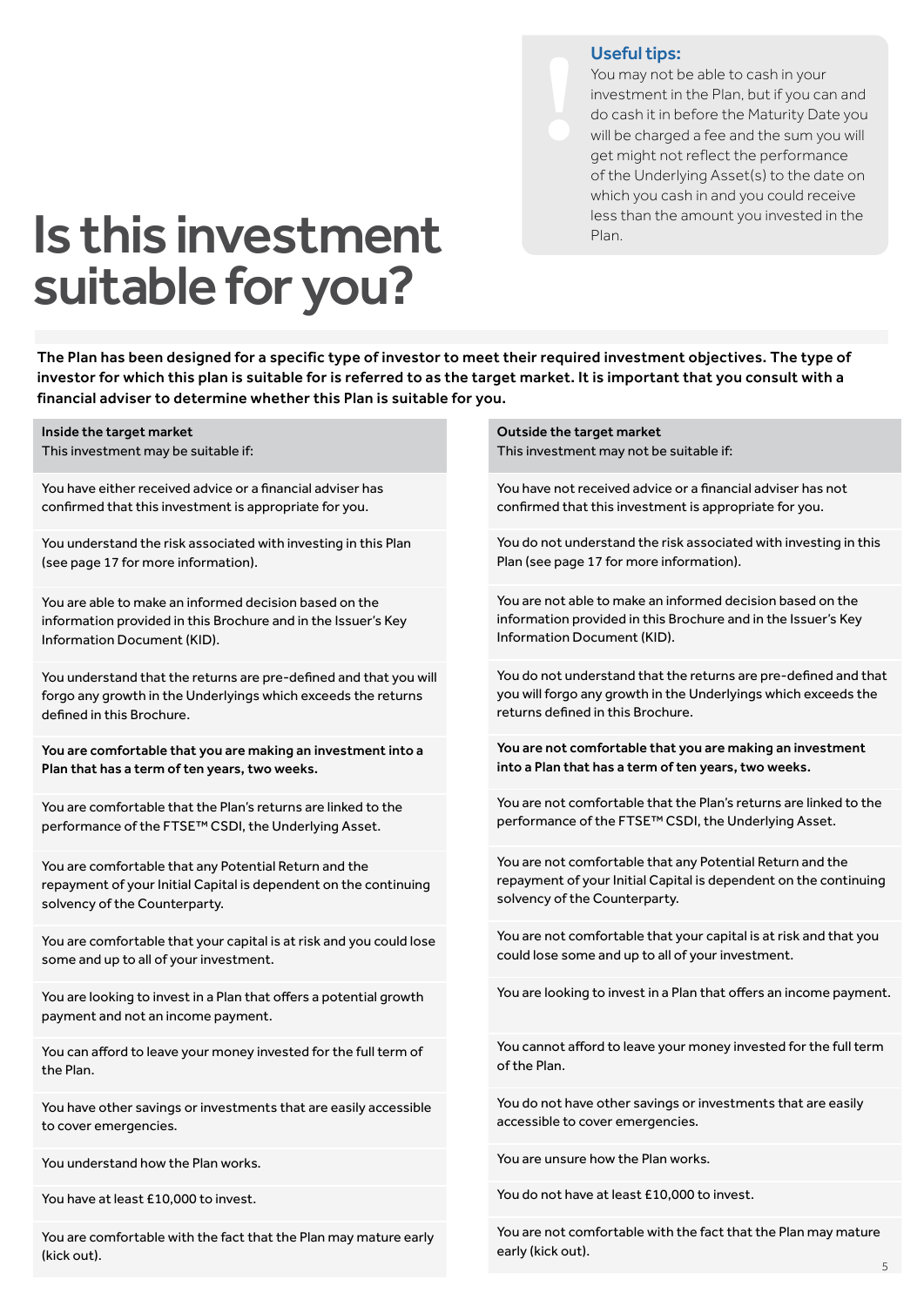# Is this investment suitable for you?

**Useful tips:**
You may not be able to cash in your investment in the Plan, but if you can and do cash it in before the Maturity Date you will be charged a fee and the sum you will get might not reflect the performance of the Underlying Asset(s) to the date on which you cash in and you could receive less than the amount you invested in the Plan.

**The Plan has been designed for a specific type of investor to meet their required investment objectives. The type of investor for which this plan is suitable for is referred to as the target market. It is important that you consult with a financial adviser to determine whether this Plan is suitable for you.**

| **Inside the target market**<br>This investment may be suitable if: | **Outside the target market**<br>This investment may not be suitable if: |
|---|---|
| You have either received advice or a financial adviser has confirmed that this investment is appropriate for you. | You have not received advice or a financial adviser has not confirmed that this investment is appropriate for you. |
| You understand the risk associated with investing in this Plan (see page 17 for more information). | You do not understand the risk associated with investing in this Plan (see page 17 for more information). |
| You are able to make an informed decision based on the information provided in this Brochure and in the Issuer's Key Information Document (KID). | You are not able to make an informed decision based on the information provided in this Brochure and in the Issuer's Key Information Document (KID). |
| You understand that the returns are pre-defined and that you will forgo any growth in the Underlyings which exceeds the returns defined in this Brochure. | You do not understand that the returns are pre-defined and that you will forgo any growth in the Underlyings which exceeds the returns defined in this Brochure. |
| **You are comfortable that you are making an investment into a Plan that has a term of ten years, two weeks.** | **You are not comfortable that you are making an investment into a Plan that has a term of ten years, two weeks.** |
| You are comfortable that the Plan's returns are linked to the performance of the FTSE™ CSDI, the Underlying Asset. | You are not comfortable that the Plan's returns are linked to the performance of the FTSE™ CSDI, the Underlying Asset. |
| You are comfortable that any Potential Return and the repayment of your Initial Capital is dependent on the continuing solvency of the Counterparty. | You are not comfortable that any Potential Return and the repayment of your Initial Capital is dependent on the continuing solvency of the Counterparty. |
| You are comfortable that your capital is at risk and you could lose some and up to all of your investment. | You are not comfortable that your capital is at risk and that you could lose some and up to all of your investment. |
| You are looking to invest in a Plan that offers a potential growth payment and not an income payment. | You are looking to invest in a Plan that offers an income payment. |
| You can afford to leave your money invested for the full term of the Plan. | You cannot afford to leave your money invested for the full term of the Plan. |
| You have other savings or investments that are easily accessible to cover emergencies. | You do not have other savings or investments that are easily accessible to cover emergencies. |
| You understand how the Plan works. | You are unsure how the Plan works. |
| You have at least £10,000 to invest. | You do not have at least £10,000 to invest. |
| You are comfortable with the fact that the Plan may mature early (kick out). | You are not comfortable with the fact that the Plan may mature early (kick out). |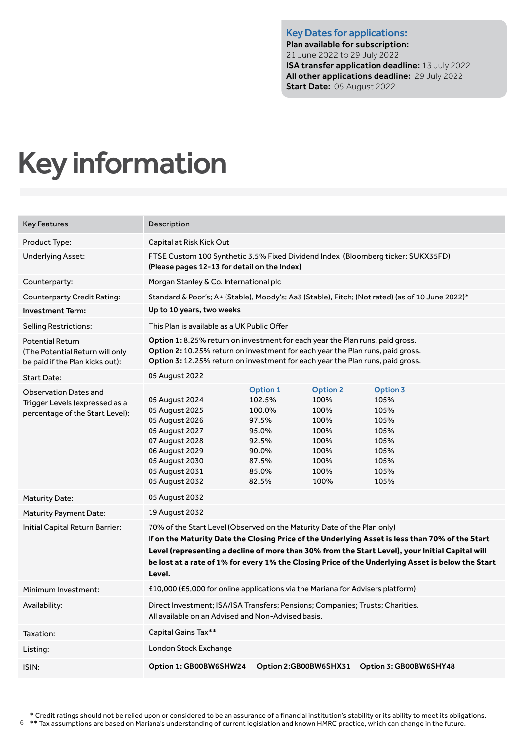**Key Dates for applications:**
**Plan available for subscription:**
21 June 2022 to 29 July 2022
**ISA transfer application deadline:** 13 July 2022
**All other applications deadline:** 29 July 2022
**Start Date:** 05 August 2022

# Key information

| Key Features | Description | | | |
|---|---|---|---|---|
| Product Type: | Capital at Risk Kick Out | | | |
| Underlying Asset: | FTSE Custom 100 Synthetic 3.5% Fixed Dividend Index (Bloomberg ticker: SUKX35FD) **(Please pages 12-13 for detail on the Index)** | | | |
| Counterparty: | Morgan Stanley & Co. International plc | | | |
| Counterparty Credit Rating: | Standard & Poor's; A+ (Stable), Moody's; Aa3 (Stable), Fitch; (Not rated) (as of 10 June 2022)* | | | |
| **Investment Term:** | **Up to 10 years, two weeks** | | | |
| Selling Restrictions: | This Plan is available as a UK Public Offer | | | |
| Potential Return (The Potential Return will only be paid if the Plan kicks out): | **Option 1:** 8.25% return on investment for each year the Plan runs, paid gross. **Option 2:** 10.25% return on investment for each year the Plan runs, paid gross. **Option 3:** 12.25% return on investment for each year the Plan runs, paid gross. | | | |
| Start Date: | 05 August 2022 | | | |
| Observation Dates and Trigger Levels (expressed as a percentage of the Start Level): | | Option 1 | Option 2 | Option 3 |
| | 05 August 2024 | 102.5% | 100% | 105% |
| | 05 August 2025 | 100.0% | 100% | 105% |
| | 05 August 2026 | 97.5% | 100% | 105% |
| | 05 August 2027 | 95.0% | 100% | 105% |
| | 07 August 2028 | 92.5% | 100% | 105% |
| | 06 August 2029 | 90.0% | 100% | 105% |
| | 05 August 2030 | 87.5% | 100% | 105% |
| | 05 August 2031 | 85.0% | 100% | 105% |
| | 05 August 2032 | 82.5% | 100% | 105% |
| Maturity Date: | 05 August 2032 | | | |
| Maturity Payment Date: | 19 August 2032 | | | |
| Initial Capital Return Barrier: | 70% of the Start Level (Observed on the Maturity Date of the Plan only) **If on the Maturity Date the Closing Price of the Underlying Asset is less than 70% of the Start Level (representing a decline of more than 30% from the Start Level), your Initial Capital will be lost at a rate of 1% for every 1% the Closing Price of the Underlying Asset is below the Start Level.** | | | |
| Minimum Investment: | £10,000 (£5,000 for online applications via the Mariana for Advisers platform) | | | |
| Availability: | Direct Investment; ISA/ISA Transfers; Pensions; Companies; Trusts; Charities. All available on an Advised and Non-Advised basis. | | | |
| Taxation: | Capital Gains Tax** | | | |
| Listing: | London Stock Exchange | | | |
| ISIN: | **Option 1: GB00BW6SHW24** | **Option 2: GB00BW6SHX31** | **Option 3: GB00BW6SHY48** | |

\* Credit ratings should not be relied upon or considered to be an assurance of a financial institution's stability or its ability to meet its obligations.
\*\* Tax assumptions are based on Mariana's understanding of current legislation and known HMRC practice, which can change in the future.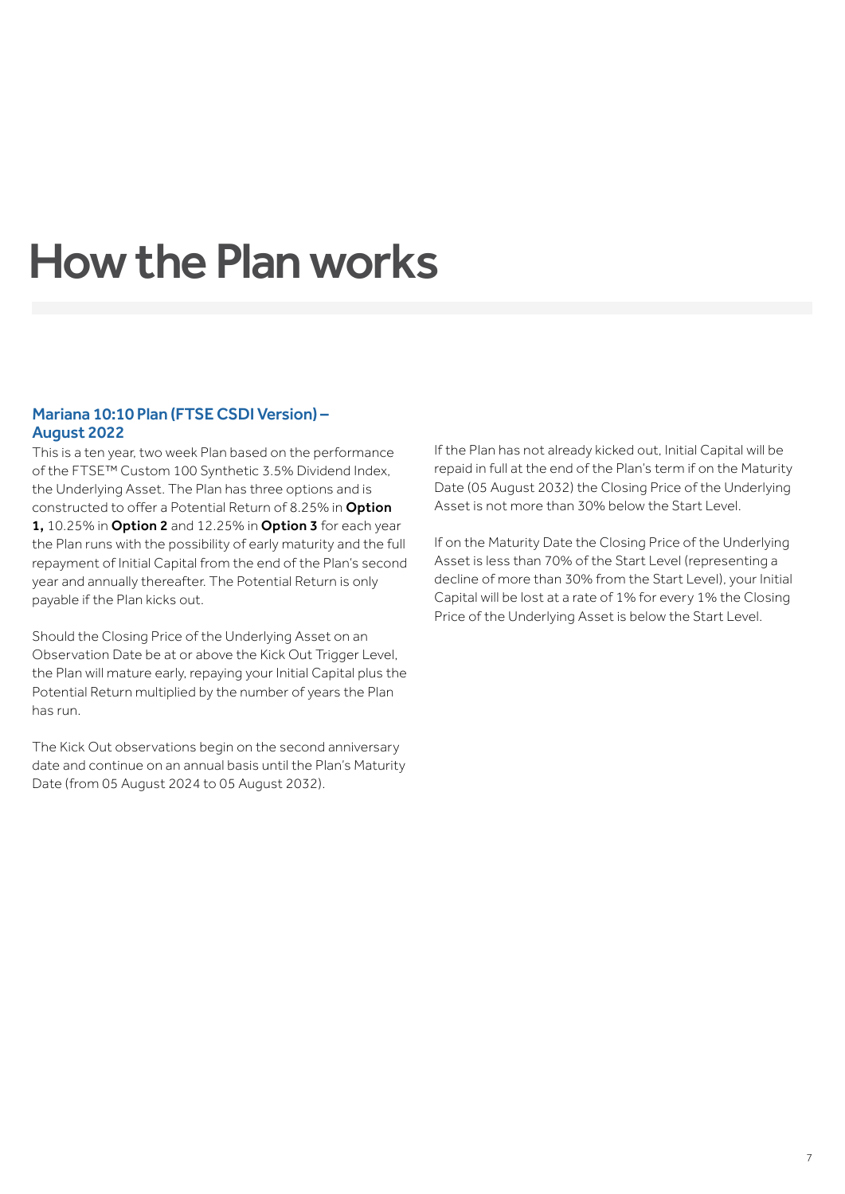# How the Plan works

### Mariana 10:10 Plan (FTSE CSDI Version) – August 2022

This is a ten year, two week Plan based on the performance of the FTSE™ Custom 100 Synthetic 3.5% Dividend Index, the Underlying Asset. The Plan has three options and is constructed to offer a Potential Return of 8.25% in **Option 1,** 10.25% in **Option 2** and 12.25% in **Option 3** for each year the Plan runs with the possibility of early maturity and the full repayment of Initial Capital from the end of the Plan's second year and annually thereafter. The Potential Return is only payable if the Plan kicks out.

Should the Closing Price of the Underlying Asset on an Observation Date be at or above the Kick Out Trigger Level, the Plan will mature early, repaying your Initial Capital plus the Potential Return multiplied by the number of years the Plan has run.

The Kick Out observations begin on the second anniversary date and continue on an annual basis until the Plan's Maturity Date (from 05 August 2024 to 05 August 2032).

If the Plan has not already kicked out, Initial Capital will be repaid in full at the end of the Plan's term if on the Maturity Date (05 August 2032) the Closing Price of the Underlying Asset is not more than 30% below the Start Level.

If on the Maturity Date the Closing Price of the Underlying Asset is less than 70% of the Start Level (representing a decline of more than 30% from the Start Level), your Initial Capital will be lost at a rate of 1% for every 1% the Closing Price of the Underlying Asset is below the Start Level.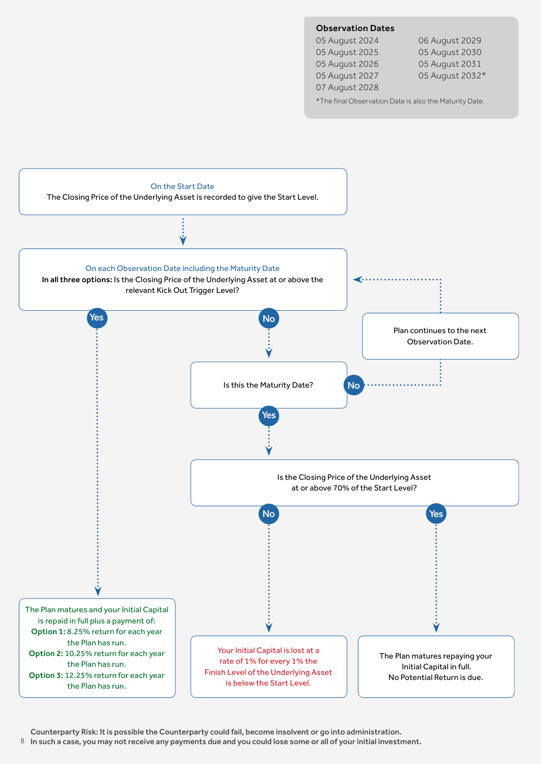**Observation Dates**

| | |
|---|---|
| 05 August 2024 | 06 August 2029 |
| 05 August 2025 | 05 August 2030 |
| 05 August 2026 | 05 August 2031 |
| 05 August 2027 | 05 August 2032* |
| 07 August 2028 | |

*The final Observation Date is also the Maturity Date.

On the Start Date
The Closing Price of the Underlying Asset is recorded to give the Start Level.

On each Observation Date including the Maturity Date
**In all three options:** Is the Closing Price of the Underlying Asset at or above the relevant Kick Out Trigger Level?

**Yes**

The Plan matures and your Initial Capital is repaid in full plus a payment of:
**Option 1:** 8.25% return for each year the Plan has run.
**Option 2:** 10.25% return for each year the Plan has run.
**Option 3:** 12.25% return for each year the Plan has run.

**No**

Is this the Maturity Date?

**No**

Plan continues to the next Observation Date.

**Yes**

Is the Closing Price of the Underlying Asset at or above 70% of the Start Level?

**No**

Your Initial Capital is lost at a rate of 1% for every 1% the Finish Level of the Underlying Asset is below the Start Level.

**Yes**

The Plan matures repaying your Initial Capital in full.
No Potential Return is due.

**Counterparty Risk: It is possible the Counterparty could fail, become insolvent or go into administration. In such a case, you may not receive any payments due and you could lose some or all of your initial investment.**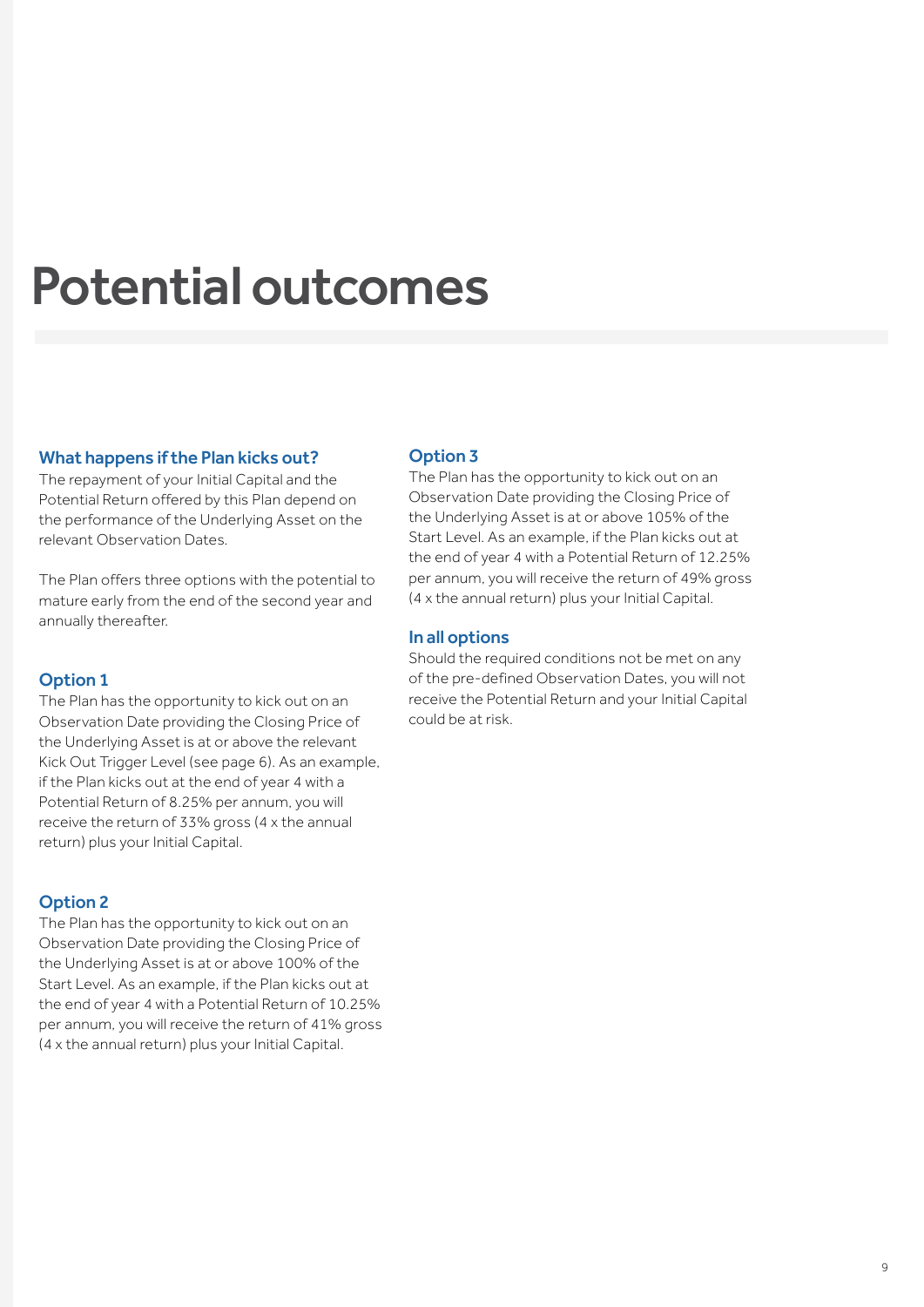# Potential outcomes

### What happens if the Plan kicks out?

The repayment of your Initial Capital and the Potential Return offered by this Plan depend on the performance of the Underlying Asset on the relevant Observation Dates.

The Plan offers three options with the potential to mature early from the end of the second year and annually thereafter.

### Option 1

The Plan has the opportunity to kick out on an Observation Date providing the Closing Price of the Underlying Asset is at or above the relevant Kick Out Trigger Level (see page 6). As an example, if the Plan kicks out at the end of year 4 with a Potential Return of 8.25% per annum, you will receive the return of 33% gross (4 x the annual return) plus your Initial Capital.

### Option 2

The Plan has the opportunity to kick out on an Observation Date providing the Closing Price of the Underlying Asset is at or above 100% of the Start Level. As an example, if the Plan kicks out at the end of year 4 with a Potential Return of 10.25% per annum, you will receive the return of 41% gross (4 x the annual return) plus your Initial Capital.

### Option 3

The Plan has the opportunity to kick out on an Observation Date providing the Closing Price of the Underlying Asset is at or above 105% of the Start Level. As an example, if the Plan kicks out at the end of year 4 with a Potential Return of 12.25% per annum, you will receive the return of 49% gross (4 x the annual return) plus your Initial Capital.

### In all options

Should the required conditions not be met on any of the pre-defined Observation Dates, you will not receive the Potential Return and your Initial Capital could be at risk.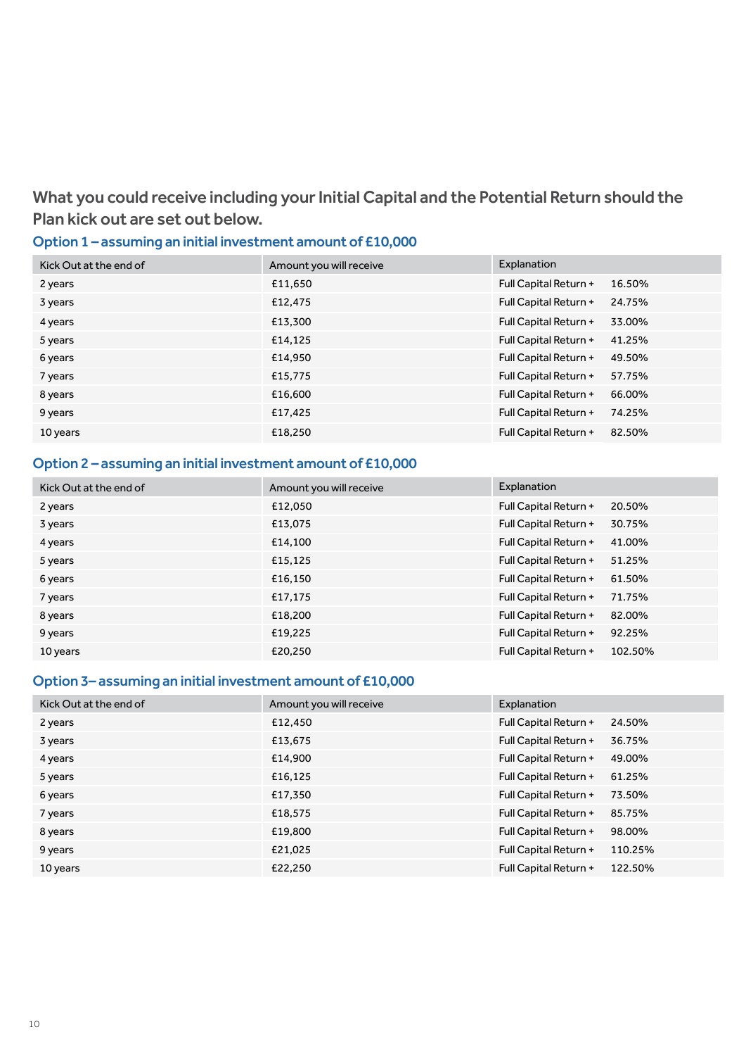## What you could receive including your Initial Capital and the Potential Return should the Plan kick out are set out below.

### Option 1 – assuming an initial investment amount of £10,000

| Kick Out at the end of | Amount you will receive | Explanation | |
|---|---|---|---|
| 2 years | £11,650 | Full Capital Return + | 16.50% |
| 3 years | £12,475 | Full Capital Return + | 24.75% |
| 4 years | £13,300 | Full Capital Return + | 33.00% |
| 5 years | £14,125 | Full Capital Return + | 41.25% |
| 6 years | £14,950 | Full Capital Return + | 49.50% |
| 7 years | £15,775 | Full Capital Return + | 57.75% |
| 8 years | £16,600 | Full Capital Return + | 66.00% |
| 9 years | £17,425 | Full Capital Return + | 74.25% |
| 10 years | £18,250 | Full Capital Return + | 82.50% |

### Option 2 – assuming an initial investment amount of £10,000

| Kick Out at the end of | Amount you will receive | Explanation | |
|---|---|---|---|
| 2 years | £12,050 | Full Capital Return + | 20.50% |
| 3 years | £13,075 | Full Capital Return + | 30.75% |
| 4 years | £14,100 | Full Capital Return + | 41.00% |
| 5 years | £15,125 | Full Capital Return + | 51.25% |
| 6 years | £16,150 | Full Capital Return + | 61.50% |
| 7 years | £17,175 | Full Capital Return + | 71.75% |
| 8 years | £18,200 | Full Capital Return + | 82.00% |
| 9 years | £19,225 | Full Capital Return + | 92.25% |
| 10 years | £20,250 | Full Capital Return + | 102.50% |

### Option 3– assuming an initial investment amount of £10,000

| Kick Out at the end of | Amount you will receive | Explanation | |
|---|---|---|---|
| 2 years | £12,450 | Full Capital Return + | 24.50% |
| 3 years | £13,675 | Full Capital Return + | 36.75% |
| 4 years | £14,900 | Full Capital Return + | 49.00% |
| 5 years | £16,125 | Full Capital Return + | 61.25% |
| 6 years | £17,350 | Full Capital Return + | 73.50% |
| 7 years | £18,575 | Full Capital Return + | 85.75% |
| 8 years | £19,800 | Full Capital Return + | 98.00% |
| 9 years | £21,025 | Full Capital Return + | 110.25% |
| 10 years | £22,250 | Full Capital Return + | 122.50% |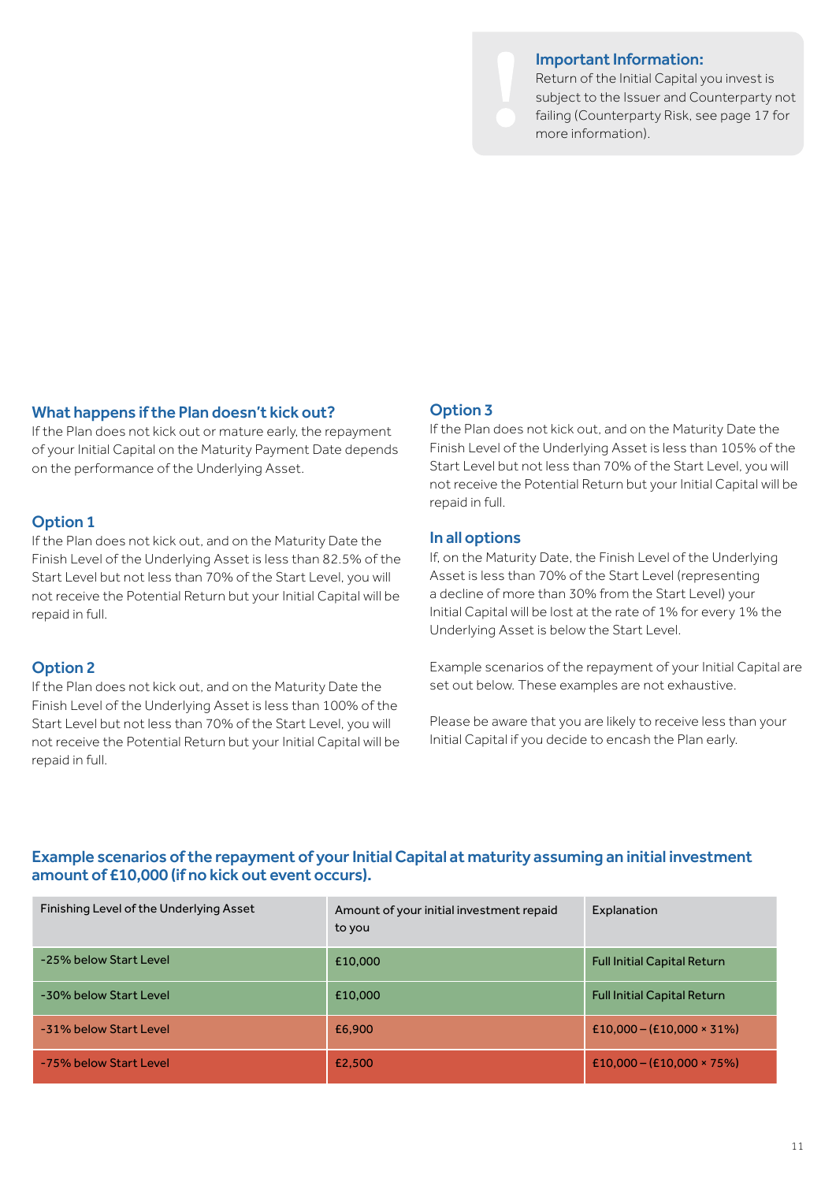> **Important Information:**
> Return of the Initial Capital you invest is subject to the Issuer and Counterparty not failing (Counterparty Risk, see page 17 for more information).

### What happens if the Plan doesn't kick out?

If the Plan does not kick out or mature early, the repayment of your Initial Capital on the Maturity Payment Date depends on the performance of the Underlying Asset.

### Option 1

If the Plan does not kick out, and on the Maturity Date the Finish Level of the Underlying Asset is less than 82.5% of the Start Level but not less than 70% of the Start Level, you will not receive the Potential Return but your Initial Capital will be repaid in full.

### Option 2

If the Plan does not kick out, and on the Maturity Date the Finish Level of the Underlying Asset is less than 100% of the Start Level but not less than 70% of the Start Level, you will not receive the Potential Return but your Initial Capital will be repaid in full.

### Option 3

If the Plan does not kick out, and on the Maturity Date the Finish Level of the Underlying Asset is less than 105% of the Start Level but not less than 70% of the Start Level, you will not receive the Potential Return but your Initial Capital will be repaid in full.

### In all options

If, on the Maturity Date, the Finish Level of the Underlying Asset is less than 70% of the Start Level (representing a decline of more than 30% from the Start Level) your Initial Capital will be lost at the rate of 1% for every 1% the Underlying Asset is below the Start Level.

Example scenarios of the repayment of your Initial Capital are set out below. These examples are not exhaustive.

Please be aware that you are likely to receive less than your Initial Capital if you decide to encash the Plan early.

### Example scenarios of the repayment of your Initial Capital at maturity assuming an initial investment amount of £10,000 (if no kick out event occurs).

| Finishing Level of the Underlying Asset | Amount of your initial investment repaid to you | Explanation |
|---|---|---|
| -25% below Start Level | £10,000 | Full Initial Capital Return |
| -30% below Start Level | £10,000 | Full Initial Capital Return |
| -31% below Start Level | £6,900 | £10,000 – (£10,000 × 31%) |
| -75% below Start Level | £2,500 | £10,000 – (£10,000 × 75%) |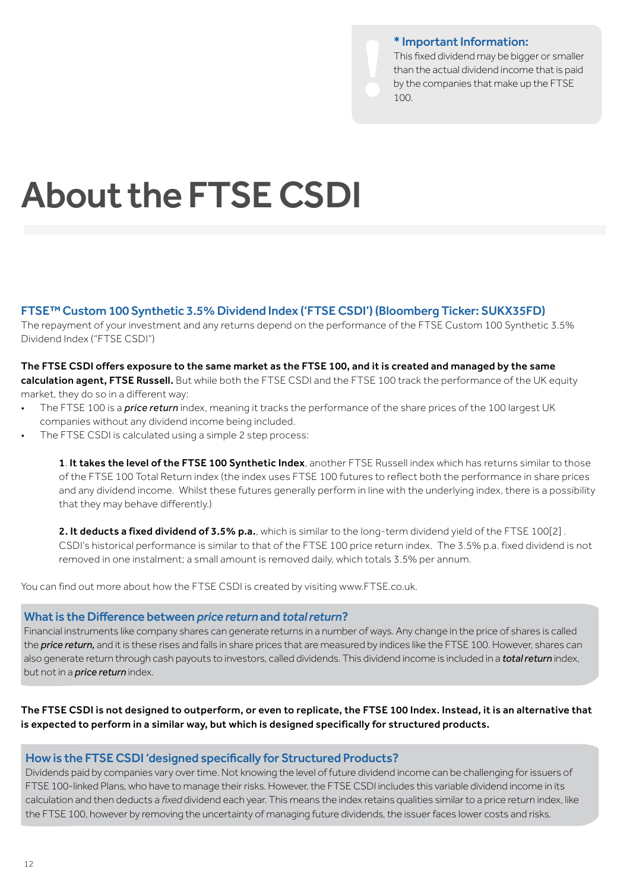**\* Important Information:**
This fixed dividend may be bigger or smaller than the actual dividend income that is paid by the companies that make up the FTSE 100.

# About the FTSE CSDI

### FTSE™ Custom 100 Synthetic 3.5% Dividend Index ('FTSE CSDI') (Bloomberg Ticker: SUKX35FD)

The repayment of your investment and any returns depend on the performance of the FTSE Custom 100 Synthetic 3.5% Dividend Index ("FTSE CSDI")

**The FTSE CSDI offers exposure to the same market as the FTSE 100, and it is created and managed by the same calculation agent, FTSE Russell.** But while both the FTSE CSDI and the FTSE 100 track the performance of the UK equity market, they do so in a different way:

- The FTSE 100 is a ***price return*** index, meaning it tracks the performance of the share prices of the 100 largest UK companies without any dividend income being included.
- The FTSE CSDI is calculated using a simple 2 step process:

  **1**. **It takes the level of the FTSE 100 Synthetic Index**, another FTSE Russell index which has returns similar to those of the FTSE 100 Total Return index (the index uses FTSE 100 futures to reflect both the performance in share prices and any dividend income. Whilst these futures generally perform in line with the underlying index, there is a possibility that they may behave differently.)

  **2. It deducts a fixed dividend of 3.5% p.a.**, which is similar to the long-term dividend yield of the FTSE 100[2] . CSDI's historical performance is similar to that of the FTSE 100 price return index. The 3.5% p.a. fixed dividend is not removed in one instalment; a small amount is removed daily, which totals 3.5% per annum.

You can find out more about how the FTSE CSDI is created by visiting www.FTSE.co.uk.

### What is the Difference between *price return* and *total return*?

Financial instruments like company shares can generate returns in a number of ways. Any change in the price of shares is called the ***price return,*** and it is these rises and falls in share prices that are measured by indices like the FTSE 100. However, shares can also generate return through cash payouts to investors, called dividends. This dividend income is included in a ***total return*** index, but not in a ***price return*** index.

**The FTSE CSDI is not designed to outperform, or even to replicate, the FTSE 100 Index. Instead, it is an alternative that is expected to perform in a similar way, but which is designed specifically for structured products.**

### How is the FTSE CSDI 'designed specifically for Structured Products?

Dividends paid by companies vary over time. Not knowing the level of future dividend income can be challenging for issuers of FTSE 100-linked Plans, who have to manage their risks. However, the FTSE CSDI includes this variable dividend income in its calculation and then deducts a *fixed* dividend each year. This means the index retains qualities similar to a price return index, like the FTSE 100, however by removing the uncertainty of managing future dividends, the issuer faces lower costs and risks.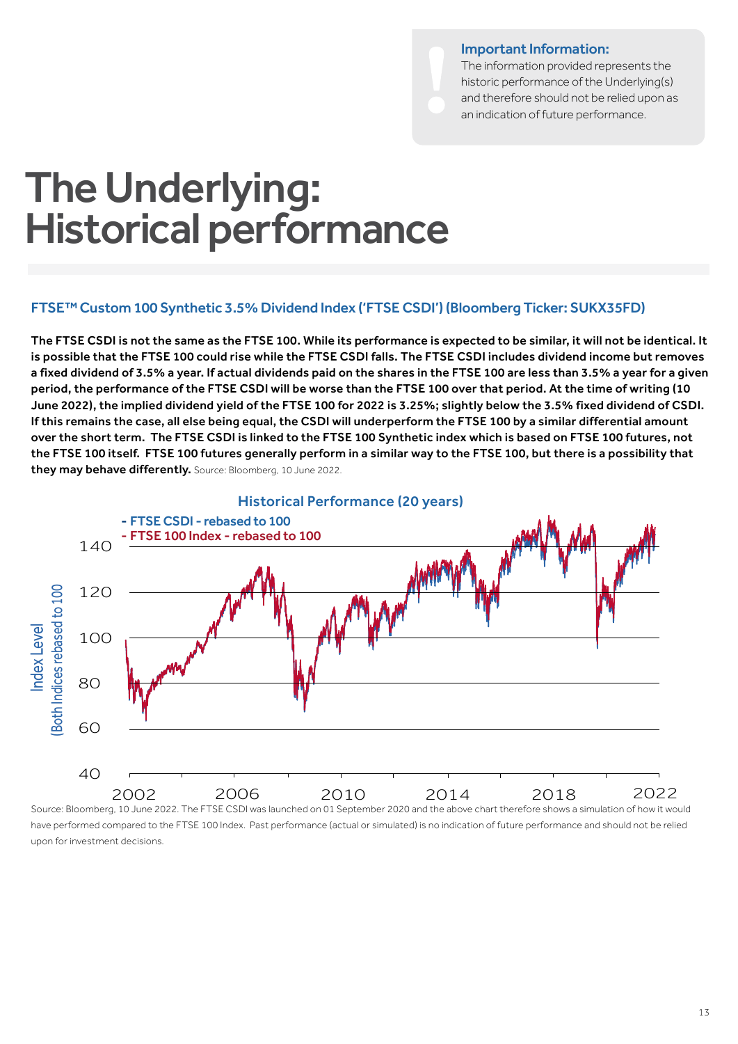**Important Information:**
The information provided represents the historic performance of the Underlying(s) and therefore should not be relied upon as an indication of future performance.

# The Underlying: Historical performance

## FTSE™ Custom 100 Synthetic 3.5% Dividend Index ('FTSE CSDI') (Bloomberg Ticker: SUKX35FD)

**The FTSE CSDI is not the same as the FTSE 100. While its performance is expected to be similar, it will not be identical. It is possible that the FTSE 100 could rise while the FTSE CSDI falls. The FTSE CSDI includes dividend income but removes a fixed dividend of 3.5% a year. If actual dividends paid on the shares in the FTSE 100 are less than 3.5% a year for a given period, the performance of the FTSE CSDI will be worse than the FTSE 100 over that period. At the time of writing (10 June 2022), the implied dividend yield of the FTSE 100 for 2022 is 3.25%; slightly below the 3.5% fixed dividend of CSDI. If this remains the case, all else being equal, the CSDI will underperform the FTSE 100 by a similar differential amount over the short term. The FTSE CSDI is linked to the FTSE 100 Synthetic index which is based on FTSE 100 futures, not the FTSE 100 itself. FTSE 100 futures generally perform in a similar way to the FTSE 100, but there is a possibility that they may behave differently.** Source: Bloomberg, 10 June 2022.

**Historical Performance (20 years)**

- FTSE CSDI - rebased to 100
- FTSE 100 Index - rebased to 100

Index Level (Both Indices rebased to 100)

Source: Bloomberg, 10 June 2022. The FTSE CSDI was launched on 01 September 2020 and the above chart therefore shows a simulation of how it would have performed compared to the FTSE 100 Index. Past performance (actual or simulated) is no indication of future performance and should not be relied upon for investment decisions.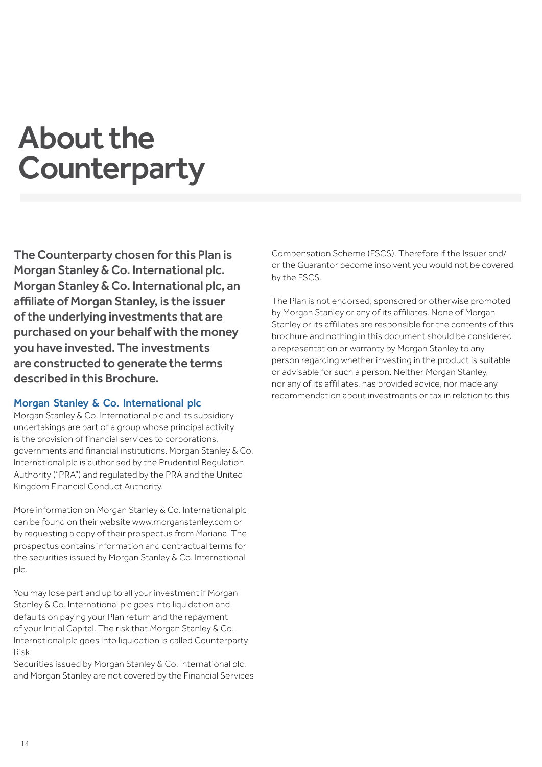# About the Counterparty

**The Counterparty chosen for this Plan is Morgan Stanley & Co. International plc. Morgan Stanley & Co. International plc, an affiliate of Morgan Stanley, is the issuer of the underlying investments that are purchased on your behalf with the money you have invested. The investments are constructed to generate the terms described in this Brochure.**

### Morgan Stanley & Co. International plc

Morgan Stanley & Co. International plc and its subsidiary undertakings are part of a group whose principal activity is the provision of financial services to corporations, governments and financial institutions. Morgan Stanley & Co. International plc is authorised by the Prudential Regulation Authority ("PRA") and regulated by the PRA and the United Kingdom Financial Conduct Authority.

More information on Morgan Stanley & Co. International plc can be found on their website www.morganstanley.com or by requesting a copy of their prospectus from Mariana. The prospectus contains information and contractual terms for the securities issued by Morgan Stanley & Co. International plc.

You may lose part and up to all your investment if Morgan Stanley & Co. International plc goes into liquidation and defaults on paying your Plan return and the repayment of your Initial Capital. The risk that Morgan Stanley & Co. International plc goes into liquidation is called Counterparty Risk.

Securities issued by Morgan Stanley & Co. International plc. and Morgan Stanley are not covered by the Financial Services Compensation Scheme (FSCS). Therefore if the Issuer and/or the Guarantor become insolvent you would not be covered by the FSCS.

The Plan is not endorsed, sponsored or otherwise promoted by Morgan Stanley or any of its affiliates. None of Morgan Stanley or its affiliates are responsible for the contents of this brochure and nothing in this document should be considered a representation or warranty by Morgan Stanley to any person regarding whether investing in the product is suitable or advisable for such a person. Neither Morgan Stanley, nor any of its affiliates, has provided advice, nor made any recommendation about investments or tax in relation to this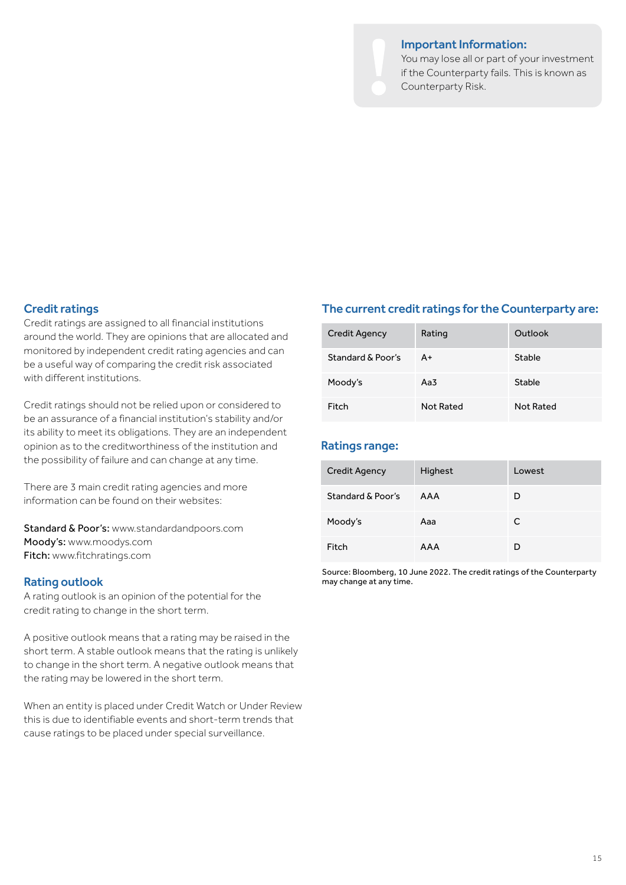**Important Information:**
You may lose all or part of your investment if the Counterparty fails. This is known as Counterparty Risk.

## Credit ratings

Credit ratings are assigned to all financial institutions around the world. They are opinions that are allocated and monitored by independent credit rating agencies and can be a useful way of comparing the credit risk associated with different institutions.

Credit ratings should not be relied upon or considered to be an assurance of a financial institution's stability and/or its ability to meet its obligations. They are an independent opinion as to the creditworthiness of the institution and the possibility of failure and can change at any time.

There are 3 main credit rating agencies and more information can be found on their websites:

**Standard & Poor's:** www.standardandpoors.com
**Moody's:** www.moodys.com
**Fitch:** www.fitchratings.com

## Rating outlook

A rating outlook is an opinion of the potential for the credit rating to change in the short term.

A positive outlook means that a rating may be raised in the short term. A stable outlook means that the rating is unlikely to change in the short term. A negative outlook means that the rating may be lowered in the short term.

When an entity is placed under Credit Watch or Under Review this is due to identifiable events and short-term trends that cause ratings to be placed under special surveillance.

## The current credit ratings for the Counterparty are:

| Credit Agency | Rating | Outlook |
| --- | --- | --- |
| Standard & Poor's | A+ | Stable |
| Moody's | Aa3 | Stable |
| Fitch | Not Rated | Not Rated |

## Ratings range:

| Credit Agency | Highest | Lowest |
| --- | --- | --- |
| Standard & Poor's | AAA | D |
| Moody's | Aaa | C |
| Fitch | AAA | D |

Source: Bloomberg, 10 June 2022. The credit ratings of the Counterparty may change at any time.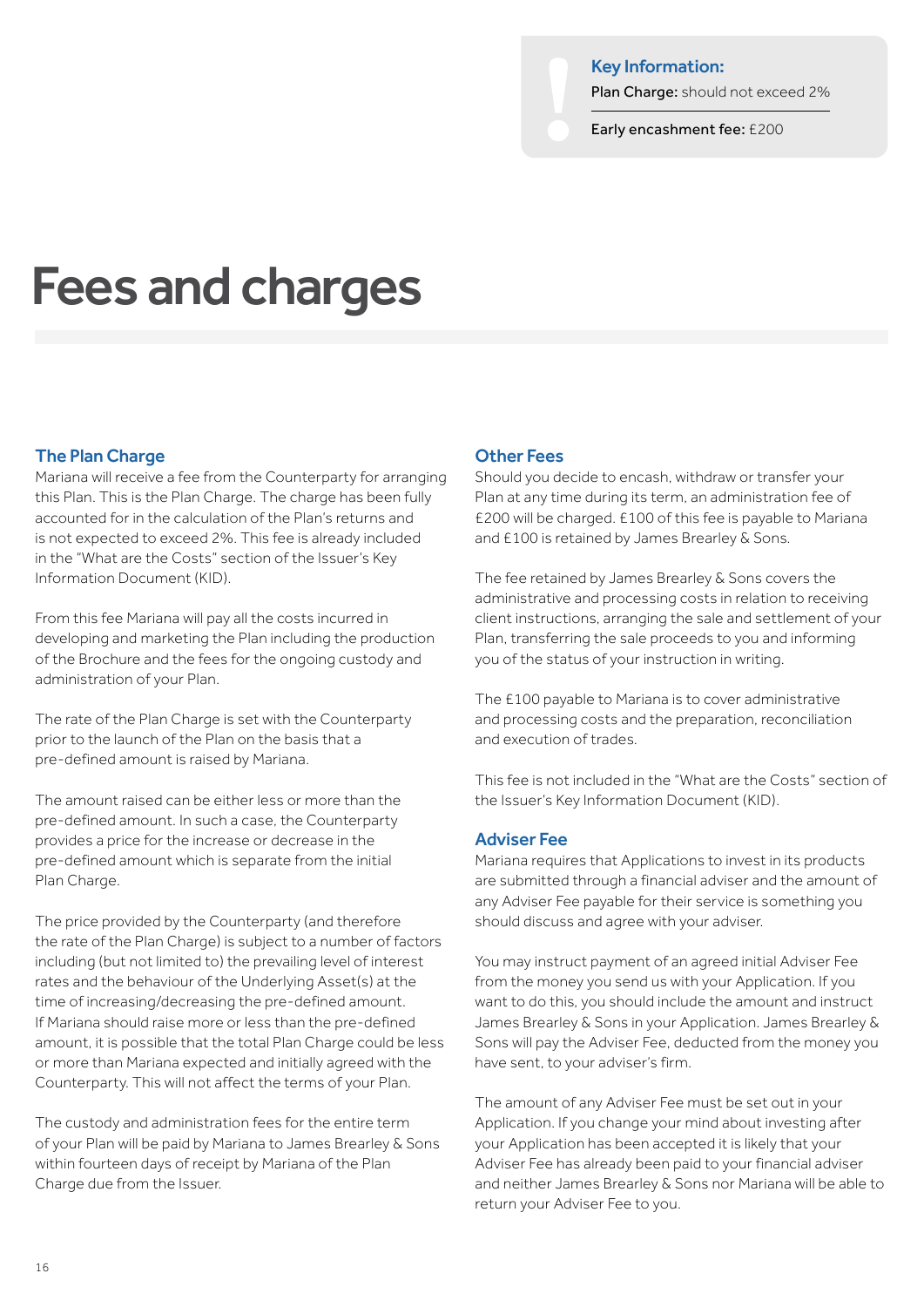**Key Information:**

**Plan Charge:** should not exceed 2%

**Early encashment fee:** £200

# Fees and charges

### The Plan Charge

Mariana will receive a fee from the Counterparty for arranging this Plan. This is the Plan Charge. The charge has been fully accounted for in the calculation of the Plan's returns and is not expected to exceed 2%. This fee is already included in the "What are the Costs" section of the Issuer's Key Information Document (KID).

From this fee Mariana will pay all the costs incurred in developing and marketing the Plan including the production of the Brochure and the fees for the ongoing custody and administration of your Plan.

The rate of the Plan Charge is set with the Counterparty prior to the launch of the Plan on the basis that a pre-defined amount is raised by Mariana.

The amount raised can be either less or more than the pre-defined amount. In such a case, the Counterparty provides a price for the increase or decrease in the pre-defined amount which is separate from the initial Plan Charge.

The price provided by the Counterparty (and therefore the rate of the Plan Charge) is subject to a number of factors including (but not limited to) the prevailing level of interest rates and the behaviour of the Underlying Asset(s) at the time of increasing/decreasing the pre-defined amount. If Mariana should raise more or less than the pre-defined amount, it is possible that the total Plan Charge could be less or more than Mariana expected and initially agreed with the Counterparty. This will not affect the terms of your Plan.

The custody and administration fees for the entire term of your Plan will be paid by Mariana to James Brearley & Sons within fourteen days of receipt by Mariana of the Plan Charge due from the Issuer.

### Other Fees

Should you decide to encash, withdraw or transfer your Plan at any time during its term, an administration fee of £200 will be charged. £100 of this fee is payable to Mariana and £100 is retained by James Brearley & Sons.

The fee retained by James Brearley & Sons covers the administrative and processing costs in relation to receiving client instructions, arranging the sale and settlement of your Plan, transferring the sale proceeds to you and informing you of the status of your instruction in writing.

The £100 payable to Mariana is to cover administrative and processing costs and the preparation, reconciliation and execution of trades.

This fee is not included in the "What are the Costs" section of the Issuer's Key Information Document (KID).

### Adviser Fee

Mariana requires that Applications to invest in its products are submitted through a financial adviser and the amount of any Adviser Fee payable for their service is something you should discuss and agree with your adviser.

You may instruct payment of an agreed initial Adviser Fee from the money you send us with your Application. If you want to do this, you should include the amount and instruct James Brearley & Sons in your Application. James Brearley & Sons will pay the Adviser Fee, deducted from the money you have sent, to your adviser's firm.

The amount of any Adviser Fee must be set out in your Application. If you change your mind about investing after your Application has been accepted it is likely that your Adviser Fee has already been paid to your financial adviser and neither James Brearley & Sons nor Mariana will be able to return your Adviser Fee to you.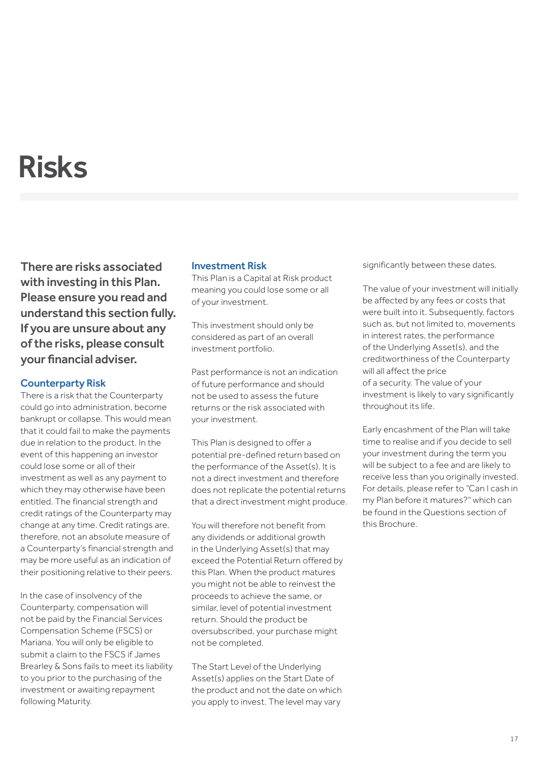# Risks

**There are risks associated with investing in this Plan. Please ensure you read and understand this section fully. If you are unsure about any of the risks, please consult your financial adviser.**

## Counterparty Risk

There is a risk that the Counterparty could go into administration, become bankrupt or collapse. This would mean that it could fail to make the payments due in relation to the product. In the event of this happening an investor could lose some or all of their investment as well as any payment to which they may otherwise have been entitled. The financial strength and credit ratings of the Counterparty may change at any time. Credit ratings are, therefore, not an absolute measure of a Counterparty's financial strength and may be more useful as an indication of their positioning relative to their peers.

In the case of insolvency of the Counterparty, compensation will not be paid by the Financial Services Compensation Scheme (FSCS) or Mariana. You will only be eligible to submit a claim to the FSCS if James Brearley & Sons fails to meet its liability to you prior to the purchasing of the investment or awaiting repayment following Maturity.

## Investment Risk

This Plan is a Capital at Risk product meaning you could lose some or all of your investment.

This investment should only be considered as part of an overall investment portfolio.

Past performance is not an indication of future performance and should not be used to assess the future returns or the risk associated with your investment.

This Plan is designed to offer a potential pre-defined return based on the performance of the Asset(s). It is not a direct investment and therefore does not replicate the potential returns that a direct investment might produce.

You will therefore not benefit from any dividends or additional growth in the Underlying Asset(s) that may exceed the Potential Return offered by this Plan. When the product matures you might not be able to reinvest the proceeds to achieve the same, or similar, level of potential investment return. Should the product be oversubscribed, your purchase might not be completed.

The Start Level of the Underlying Asset(s) applies on the Start Date of the product and not the date on which you apply to invest. The level may vary significantly between these dates.

The value of your investment will initially be affected by any fees or costs that were built into it. Subsequently, factors such as, but not limited to, movements in interest rates, the performance of the Underlying Asset(s), and the creditworthiness of the Counterparty will all affect the price of a security. The value of your investment is likely to vary significantly throughout its life.

Early encashment of the Plan will take time to realise and if you decide to sell your investment during the term you will be subject to a fee and are likely to receive less than you originally invested. For details, please refer to "Can I cash in my Plan before it matures?" which can be found in the Questions section of this Brochure.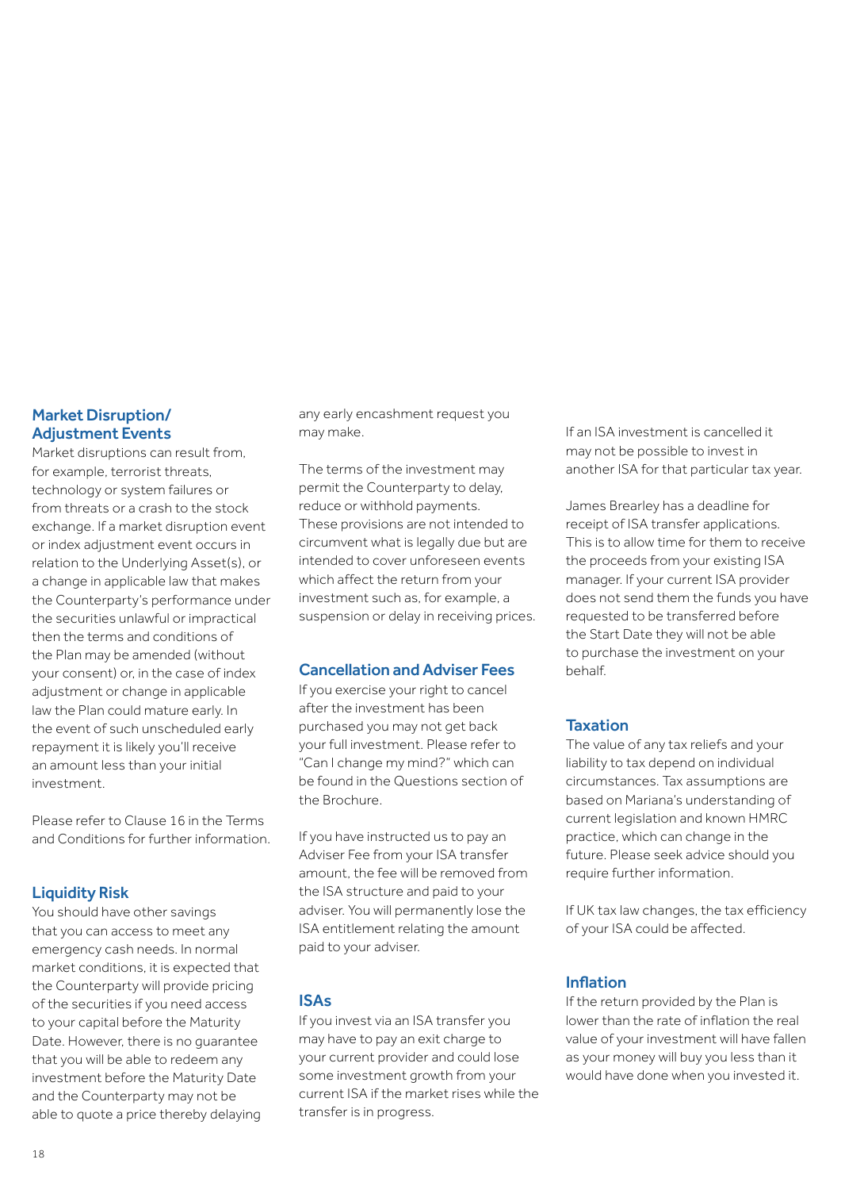### Market Disruption/ Adjustment Events

Market disruptions can result from, for example, terrorist threats, technology or system failures or from threats or a crash to the stock exchange. If a market disruption event or index adjustment event occurs in relation to the Underlying Asset(s), or a change in applicable law that makes the Counterparty's performance under the securities unlawful or impractical then the terms and conditions of the Plan may be amended (without your consent) or, in the case of index adjustment or change in applicable law the Plan could mature early. In the event of such unscheduled early repayment it is likely you'll receive an amount less than your initial investment.

Please refer to Clause 16 in the Terms and Conditions for further information.

### Liquidity Risk

You should have other savings that you can access to meet any emergency cash needs. In normal market conditions, it is expected that the Counterparty will provide pricing of the securities if you need access to your capital before the Maturity Date. However, there is no guarantee that you will be able to redeem any investment before the Maturity Date and the Counterparty may not be able to quote a price thereby delaying any early encashment request you may make.

The terms of the investment may permit the Counterparty to delay, reduce or withhold payments. These provisions are not intended to circumvent what is legally due but are intended to cover unforeseen events which affect the return from your investment such as, for example, a suspension or delay in receiving prices.

### Cancellation and Adviser Fees

If you exercise your right to cancel after the investment has been purchased you may not get back your full investment. Please refer to "Can I change my mind?" which can be found in the Questions section of the Brochure.

If you have instructed us to pay an Adviser Fee from your ISA transfer amount, the fee will be removed from the ISA structure and paid to your adviser. You will permanently lose the ISA entitlement relating the amount paid to your adviser.

### ISAs

If you invest via an ISA transfer you may have to pay an exit charge to your current provider and could lose some investment growth from your current ISA if the market rises while the transfer is in progress.

If an ISA investment is cancelled it may not be possible to invest in another ISA for that particular tax year.

James Brearley has a deadline for receipt of ISA transfer applications. This is to allow time for them to receive the proceeds from your existing ISA manager. If your current ISA provider does not send them the funds you have requested to be transferred before the Start Date they will not be able to purchase the investment on your behalf.

### Taxation

The value of any tax reliefs and your liability to tax depend on individual circumstances. Tax assumptions are based on Mariana's understanding of current legislation and known HMRC practice, which can change in the future. Please seek advice should you require further information.

If UK tax law changes, the tax efficiency of your ISA could be affected.

### Inflation

If the return provided by the Plan is lower than the rate of inflation the real value of your investment will have fallen as your money will buy you less than it would have done when you invested it.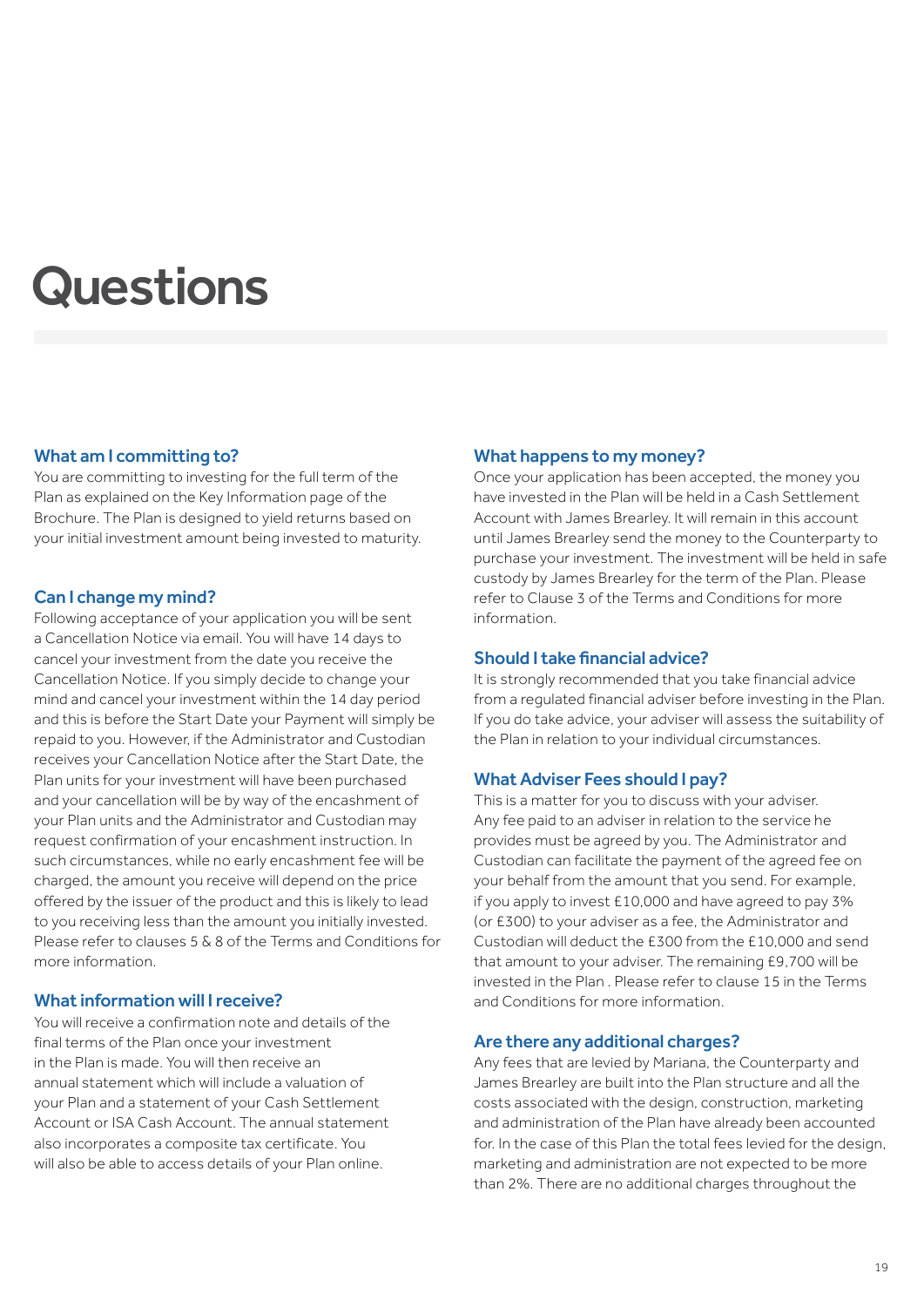# Questions

### What am I committing to?

You are committing to investing for the full term of the Plan as explained on the Key Information page of the Brochure. The Plan is designed to yield returns based on your initial investment amount being invested to maturity.

### Can I change my mind?

Following acceptance of your application you will be sent a Cancellation Notice via email. You will have 14 days to cancel your investment from the date you receive the Cancellation Notice. If you simply decide to change your mind and cancel your investment within the 14 day period and this is before the Start Date your Payment will simply be repaid to you. However, if the Administrator and Custodian receives your Cancellation Notice after the Start Date, the Plan units for your investment will have been purchased and your cancellation will be by way of the encashment of your Plan units and the Administrator and Custodian may request confirmation of your encashment instruction. In such circumstances, while no early encashment fee will be charged, the amount you receive will depend on the price offered by the issuer of the product and this is likely to lead to you receiving less than the amount you initially invested. Please refer to clauses 5 & 8 of the Terms and Conditions for more information.

### What information will I receive?

You will receive a confirmation note and details of the final terms of the Plan once your investment in the Plan is made. You will then receive an annual statement which will include a valuation of your Plan and a statement of your Cash Settlement Account or ISA Cash Account. The annual statement also incorporates a composite tax certificate. You will also be able to access details of your Plan online.

### What happens to my money?

Once your application has been accepted, the money you have invested in the Plan will be held in a Cash Settlement Account with James Brearley. It will remain in this account until James Brearley send the money to the Counterparty to purchase your investment. The investment will be held in safe custody by James Brearley for the term of the Plan. Please refer to Clause 3 of the Terms and Conditions for more information.

### Should I take financial advice?

It is strongly recommended that you take financial advice from a regulated financial adviser before investing in the Plan. If you do take advice, your adviser will assess the suitability of the Plan in relation to your individual circumstances.

### What Adviser Fees should I pay?

This is a matter for you to discuss with your adviser. Any fee paid to an adviser in relation to the service he provides must be agreed by you. The Administrator and Custodian can facilitate the payment of the agreed fee on your behalf from the amount that you send. For example, if you apply to invest £10,000 and have agreed to pay 3% (or £300) to your adviser as a fee, the Administrator and Custodian will deduct the £300 from the £10,000 and send that amount to your adviser. The remaining £9,700 will be invested in the Plan . Please refer to clause 15 in the Terms and Conditions for more information.

### Are there any additional charges?

Any fees that are levied by Mariana, the Counterparty and James Brearley are built into the Plan structure and all the costs associated with the design, construction, marketing and administration of the Plan have already been accounted for. In the case of this Plan the total fees levied for the design, marketing and administration are not expected to be more than 2%. There are no additional charges throughout the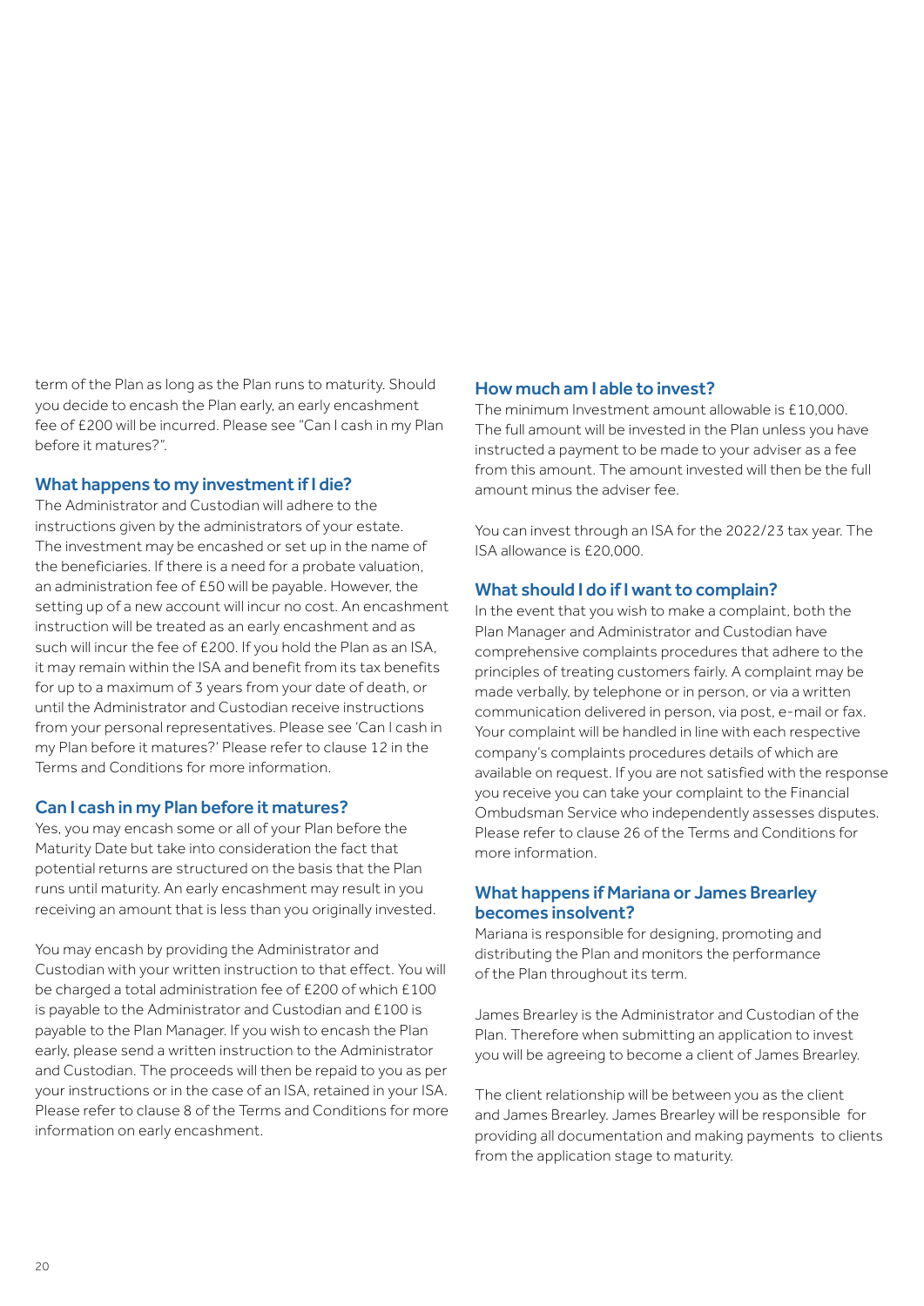term of the Plan as long as the Plan runs to maturity. Should you decide to encash the Plan early, an early encashment fee of £200 will be incurred. Please see "Can I cash in my Plan before it matures?".

## What happens to my investment if I die?

The Administrator and Custodian will adhere to the instructions given by the administrators of your estate. The investment may be encashed or set up in the name of the beneficiaries. If there is a need for a probate valuation, an administration fee of £50 will be payable. However, the setting up of a new account will incur no cost. An encashment instruction will be treated as an early encashment and as such will incur the fee of £200. If you hold the Plan as an ISA, it may remain within the ISA and benefit from its tax benefits for up to a maximum of 3 years from your date of death, or until the Administrator and Custodian receive instructions from your personal representatives. Please see 'Can I cash in my Plan before it matures?' Please refer to clause 12 in the Terms and Conditions for more information.

## Can I cash in my Plan before it matures?

Yes, you may encash some or all of your Plan before the Maturity Date but take into consideration the fact that potential returns are structured on the basis that the Plan runs until maturity. An early encashment may result in you receiving an amount that is less than you originally invested.

You may encash by providing the Administrator and Custodian with your written instruction to that effect. You will be charged a total administration fee of £200 of which £100 is payable to the Administrator and Custodian and £100 is payable to the Plan Manager. If you wish to encash the Plan early, please send a written instruction to the Administrator and Custodian. The proceeds will then be repaid to you as per your instructions or in the case of an ISA, retained in your ISA. Please refer to clause 8 of the Terms and Conditions for more information on early encashment.

## How much am I able to invest?

The minimum Investment amount allowable is £10,000. The full amount will be invested in the Plan unless you have instructed a payment to be made to your adviser as a fee from this amount. The amount invested will then be the full amount minus the adviser fee.

You can invest through an ISA for the 2022/23 tax year. The ISA allowance is £20,000.

## What should I do if I want to complain?

In the event that you wish to make a complaint, both the Plan Manager and Administrator and Custodian have comprehensive complaints procedures that adhere to the principles of treating customers fairly. A complaint may be made verbally, by telephone or in person, or via a written communication delivered in person, via post, e-mail or fax. Your complaint will be handled in line with each respective company's complaints procedures details of which are available on request. If you are not satisfied with the response you receive you can take your complaint to the Financial Ombudsman Service who independently assesses disputes. Please refer to clause 26 of the Terms and Conditions for more information.

## What happens if Mariana or James Brearley becomes insolvent?

Mariana is responsible for designing, promoting and distributing the Plan and monitors the performance of the Plan throughout its term.

James Brearley is the Administrator and Custodian of the Plan. Therefore when submitting an application to invest you will be agreeing to become a client of James Brearley.

The client relationship will be between you as the client and James Brearley. James Brearley will be responsible for providing all documentation and making payments to clients from the application stage to maturity.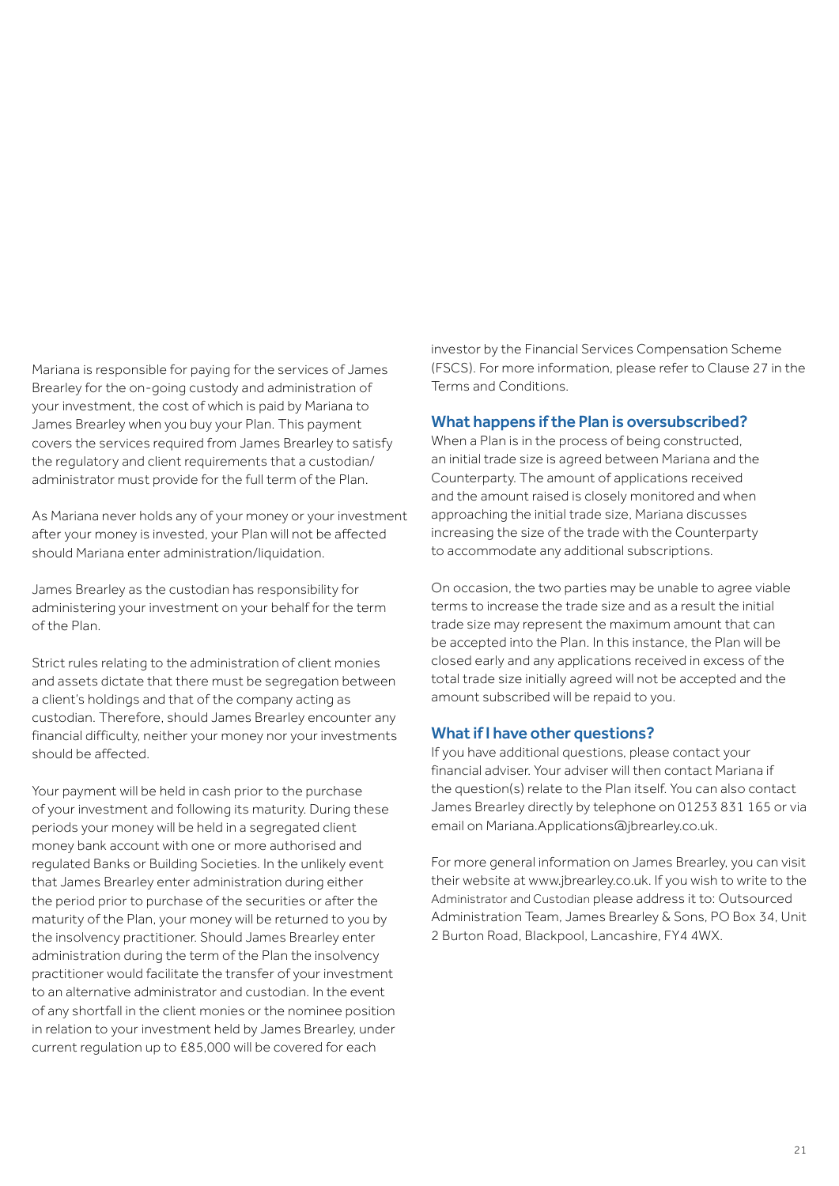Mariana is responsible for paying for the services of James Brearley for the on-going custody and administration of your investment, the cost of which is paid by Mariana to James Brearley when you buy your Plan. This payment covers the services required from James Brearley to satisfy the regulatory and client requirements that a custodian/administrator must provide for the full term of the Plan.

As Mariana never holds any of your money or your investment after your money is invested, your Plan will not be affected should Mariana enter administration/liquidation.

James Brearley as the custodian has responsibility for administering your investment on your behalf for the term of the Plan.

Strict rules relating to the administration of client monies and assets dictate that there must be segregation between a client's holdings and that of the company acting as custodian. Therefore, should James Brearley encounter any financial difficulty, neither your money nor your investments should be affected.

Your payment will be held in cash prior to the purchase of your investment and following its maturity. During these periods your money will be held in a segregated client money bank account with one or more authorised and regulated Banks or Building Societies. In the unlikely event that James Brearley enter administration during either the period prior to purchase of the securities or after the maturity of the Plan, your money will be returned to you by the insolvency practitioner. Should James Brearley enter administration during the term of the Plan the insolvency practitioner would facilitate the transfer of your investment to an alternative administrator and custodian. In the event of any shortfall in the client monies or the nominee position in relation to your investment held by James Brearley, under current regulation up to £85,000 will be covered for each investor by the Financial Services Compensation Scheme (FSCS). For more information, please refer to Clause 27 in the Terms and Conditions.

## What happens if the Plan is oversubscribed?

When a Plan is in the process of being constructed, an initial trade size is agreed between Mariana and the Counterparty. The amount of applications received and the amount raised is closely monitored and when approaching the initial trade size, Mariana discusses increasing the size of the trade with the Counterparty to accommodate any additional subscriptions.

On occasion, the two parties may be unable to agree viable terms to increase the trade size and as a result the initial trade size may represent the maximum amount that can be accepted into the Plan. In this instance, the Plan will be closed early and any applications received in excess of the total trade size initially agreed will not be accepted and the amount subscribed will be repaid to you.

## What if I have other questions?

If you have additional questions, please contact your financial adviser. Your adviser will then contact Mariana if the question(s) relate to the Plan itself. You can also contact James Brearley directly by telephone on 01253 831 165 or via email on Mariana.Applications@jbrearley.co.uk.

For more general information on James Brearley, you can visit their website at www.jbrearley.co.uk. If you wish to write to the Administrator and Custodian please address it to: Outsourced Administration Team, James Brearley & Sons, PO Box 34, Unit 2 Burton Road, Blackpool, Lancashire, FY4 4WX.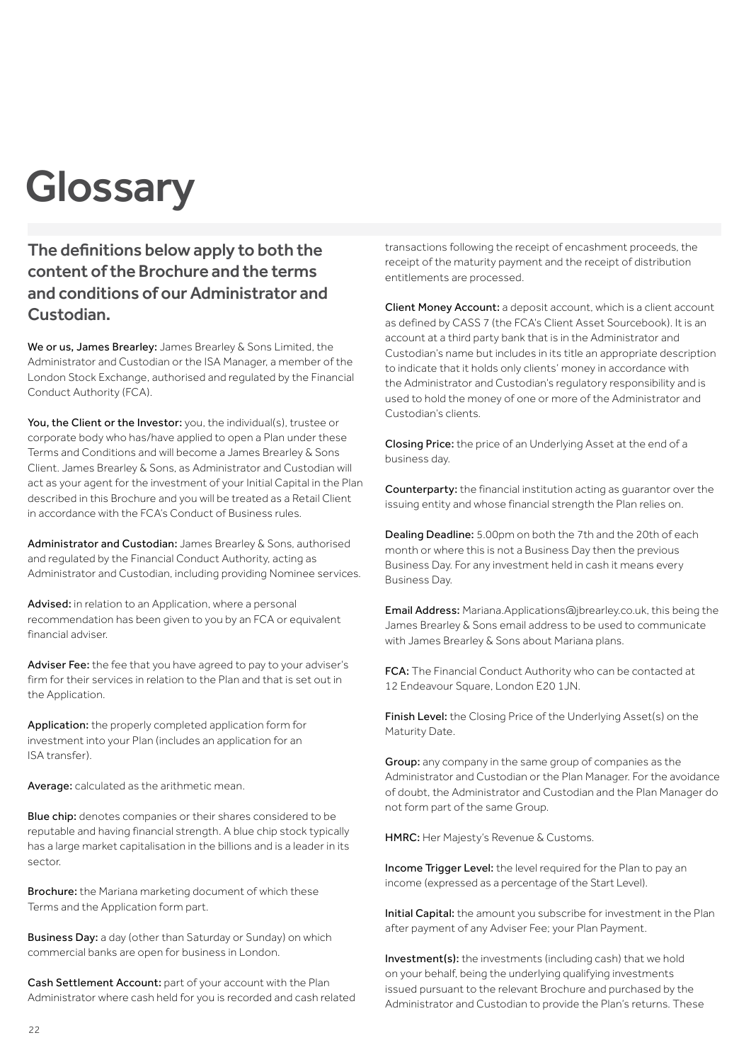# Glossary

## The definitions below apply to both the content of the Brochure and the terms and conditions of our Administrator and Custodian.

**We or us, James Brearley:** James Brearley & Sons Limited, the Administrator and Custodian or the ISA Manager, a member of the London Stock Exchange, authorised and regulated by the Financial Conduct Authority (FCA).

**You, the Client or the Investor:** you, the individual(s), trustee or corporate body who has/have applied to open a Plan under these Terms and Conditions and will become a James Brearley & Sons Client. James Brearley & Sons, as Administrator and Custodian will act as your agent for the investment of your Initial Capital in the Plan described in this Brochure and you will be treated as a Retail Client in accordance with the FCA's Conduct of Business rules.

**Administrator and Custodian:** James Brearley & Sons, authorised and regulated by the Financial Conduct Authority, acting as Administrator and Custodian, including providing Nominee services.

**Advised:** in relation to an Application, where a personal recommendation has been given to you by an FCA or equivalent financial adviser.

**Adviser Fee:** the fee that you have agreed to pay to your adviser's firm for their services in relation to the Plan and that is set out in the Application.

**Application:** the properly completed application form for investment into your Plan (includes an application for an ISA transfer).

**Average:** calculated as the arithmetic mean.

**Blue chip:** denotes companies or their shares considered to be reputable and having financial strength. A blue chip stock typically has a large market capitalisation in the billions and is a leader in its sector.

**Brochure:** the Mariana marketing document of which these Terms and the Application form part.

**Business Day:** a day (other than Saturday or Sunday) on which commercial banks are open for business in London.

**Cash Settlement Account:** part of your account with the Plan Administrator where cash held for you is recorded and cash related transactions following the receipt of encashment proceeds, the receipt of the maturity payment and the receipt of distribution entitlements are processed.

**Client Money Account:** a deposit account, which is a client account as defined by CASS 7 (the FCA's Client Asset Sourcebook). It is an account at a third party bank that is in the Administrator and Custodian's name but includes in its title an appropriate description to indicate that it holds only clients' money in accordance with the Administrator and Custodian's regulatory responsibility and is used to hold the money of one or more of the Administrator and Custodian's clients.

**Closing Price:** the price of an Underlying Asset at the end of a business day.

**Counterparty:** the financial institution acting as guarantor over the issuing entity and whose financial strength the Plan relies on.

**Dealing Deadline:** 5.00pm on both the 7th and the 20th of each month or where this is not a Business Day then the previous Business Day. For any investment held in cash it means every Business Day.

**Email Address:** Mariana.Applications@jbrearley.co.uk, this being the James Brearley & Sons email address to be used to communicate with James Brearley & Sons about Mariana plans.

**FCA:** The Financial Conduct Authority who can be contacted at 12 Endeavour Square, London E20 1JN.

**Finish Level:** the Closing Price of the Underlying Asset(s) on the Maturity Date.

**Group:** any company in the same group of companies as the Administrator and Custodian or the Plan Manager. For the avoidance of doubt, the Administrator and Custodian and the Plan Manager do not form part of the same Group.

**HMRC:** Her Majesty's Revenue & Customs.

**Income Trigger Level:** the level required for the Plan to pay an income (expressed as a percentage of the Start Level).

**Initial Capital:** the amount you subscribe for investment in the Plan after payment of any Adviser Fee; your Plan Payment.

**Investment(s):** the investments (including cash) that we hold on your behalf, being the underlying qualifying investments issued pursuant to the relevant Brochure and purchased by the Administrator and Custodian to provide the Plan's returns. These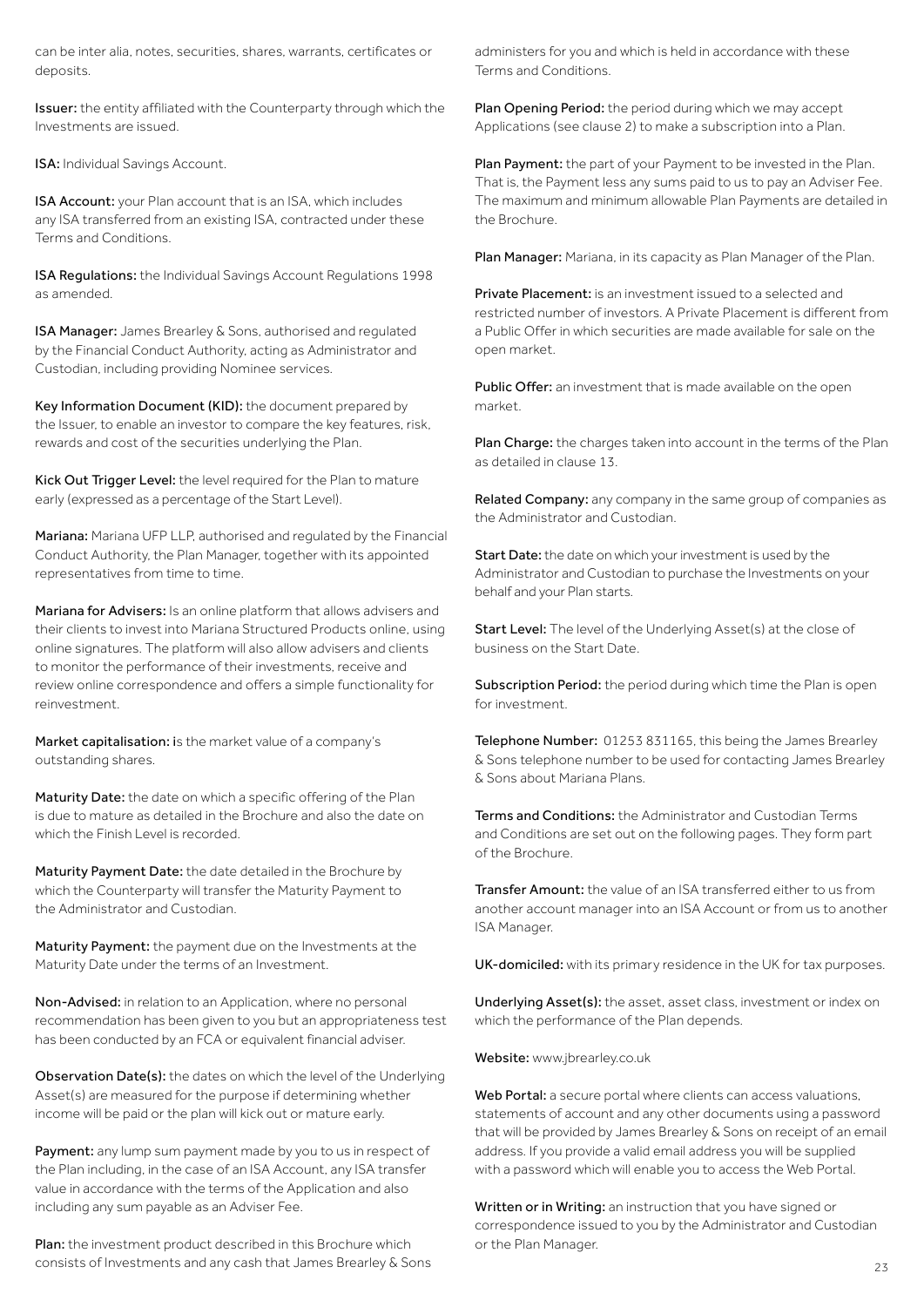can be inter alia, notes, securities, shares, warrants, certificates or deposits.

**Issuer:** the entity affiliated with the Counterparty through which the Investments are issued.

**ISA:** Individual Savings Account.

**ISA Account:** your Plan account that is an ISA, which includes any ISA transferred from an existing ISA, contracted under these Terms and Conditions.

**ISA Regulations:** the Individual Savings Account Regulations 1998 as amended.

**ISA Manager:** James Brearley & Sons, authorised and regulated by the Financial Conduct Authority, acting as Administrator and Custodian, including providing Nominee services.

**Key Information Document (KID):** the document prepared by the Issuer, to enable an investor to compare the key features, risk, rewards and cost of the securities underlying the Plan.

**Kick Out Trigger Level:** the level required for the Plan to mature early (expressed as a percentage of the Start Level).

**Mariana:** Mariana UFP LLP, authorised and regulated by the Financial Conduct Authority, the Plan Manager, together with its appointed representatives from time to time.

**Mariana for Advisers:** Is an online platform that allows advisers and their clients to invest into Mariana Structured Products online, using online signatures. The platform will also allow advisers and clients to monitor the performance of their investments, receive and review online correspondence and offers a simple functionality for reinvestment.

**Market capitalisation:** is the market value of a company's outstanding shares.

**Maturity Date:** the date on which a specific offering of the Plan is due to mature as detailed in the Brochure and also the date on which the Finish Level is recorded.

**Maturity Payment Date:** the date detailed in the Brochure by which the Counterparty will transfer the Maturity Payment to the Administrator and Custodian.

**Maturity Payment:** the payment due on the Investments at the Maturity Date under the terms of an Investment.

**Non-Advised:** in relation to an Application, where no personal recommendation has been given to you but an appropriateness test has been conducted by an FCA or equivalent financial adviser.

**Observation Date(s):** the dates on which the level of the Underlying Asset(s) are measured for the purpose if determining whether income will be paid or the plan will kick out or mature early.

**Payment:** any lump sum payment made by you to us in respect of the Plan including, in the case of an ISA Account, any ISA transfer value in accordance with the terms of the Application and also including any sum payable as an Adviser Fee.

**Plan:** the investment product described in this Brochure which consists of Investments and any cash that James Brearley & Sons administers for you and which is held in accordance with these Terms and Conditions.

**Plan Opening Period:** the period during which we may accept Applications (see clause 2) to make a subscription into a Plan.

**Plan Payment:** the part of your Payment to be invested in the Plan. That is, the Payment less any sums paid to us to pay an Adviser Fee. The maximum and minimum allowable Plan Payments are detailed in the Brochure.

**Plan Manager:** Mariana, in its capacity as Plan Manager of the Plan.

**Private Placement:** is an investment issued to a selected and restricted number of investors. A Private Placement is different from a Public Offer in which securities are made available for sale on the open market.

**Public Offer:** an investment that is made available on the open market.

**Plan Charge:** the charges taken into account in the terms of the Plan as detailed in clause 13.

**Related Company:** any company in the same group of companies as the Administrator and Custodian.

**Start Date:** the date on which your investment is used by the Administrator and Custodian to purchase the Investments on your behalf and your Plan starts.

**Start Level:** The level of the Underlying Asset(s) at the close of business on the Start Date.

**Subscription Period:** the period during which time the Plan is open for investment.

**Telephone Number:** 01253 831165, this being the James Brearley & Sons telephone number to be used for contacting James Brearley & Sons about Mariana Plans.

**Terms and Conditions:** the Administrator and Custodian Terms and Conditions are set out on the following pages. They form part of the Brochure.

**Transfer Amount:** the value of an ISA transferred either to us from another account manager into an ISA Account or from us to another ISA Manager.

**UK-domiciled:** with its primary residence in the UK for tax purposes.

**Underlying Asset(s):** the asset, asset class, investment or index on which the performance of the Plan depends.

**Website:** www.jbrearley.co.uk

**Web Portal:** a secure portal where clients can access valuations, statements of account and any other documents using a password that will be provided by James Brearley & Sons on receipt of an email address. If you provide a valid email address you will be supplied with a password which will enable you to access the Web Portal.

**Written or in Writing:** an instruction that you have signed or correspondence issued to you by the Administrator and Custodian or the Plan Manager.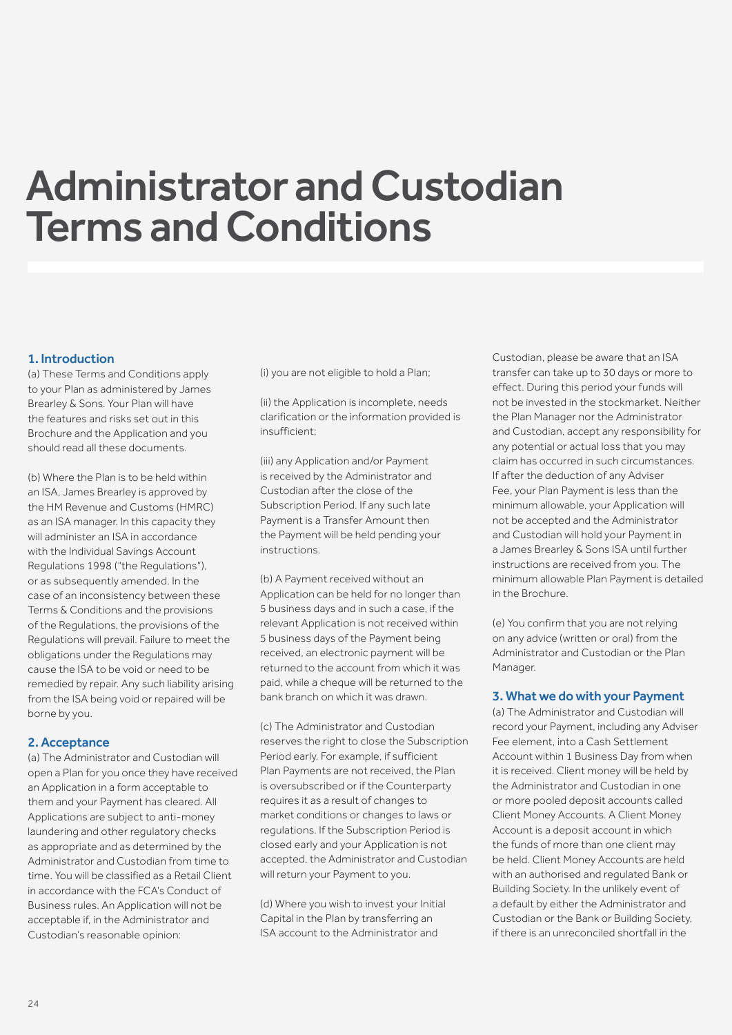# Administrator and Custodian Terms and Conditions

## 1. Introduction

(a) These Terms and Conditions apply to your Plan as administered by James Brearley & Sons. Your Plan will have the features and risks set out in this Brochure and the Application and you should read all these documents.

(b) Where the Plan is to be held within an ISA, James Brearley is approved by the HM Revenue and Customs (HMRC) as an ISA manager. In this capacity they will administer an ISA in accordance with the Individual Savings Account Regulations 1998 ("the Regulations"), or as subsequently amended. In the case of an inconsistency between these Terms & Conditions and the provisions of the Regulations, the provisions of the Regulations will prevail. Failure to meet the obligations under the Regulations may cause the ISA to be void or need to be remedied by repair. Any such liability arising from the ISA being void or repaired will be borne by you.

## 2. Acceptance

(a) The Administrator and Custodian will open a Plan for you once they have received an Application in a form acceptable to them and your Payment has cleared. All Applications are subject to anti-money laundering and other regulatory checks as appropriate and as determined by the Administrator and Custodian from time to time. You will be classified as a Retail Client in accordance with the FCA's Conduct of Business rules. An Application will not be acceptable if, in the Administrator and Custodian's reasonable opinion:

(i) you are not eligible to hold a Plan;

(ii) the Application is incomplete, needs clarification or the information provided is insufficient;

(iii) any Application and/or Payment is received by the Administrator and Custodian after the close of the Subscription Period. If any such late Payment is a Transfer Amount then the Payment will be held pending your instructions.

(b) A Payment received without an Application can be held for no longer than 5 business days and in such a case, if the relevant Application is not received within 5 business days of the Payment being received, an electronic payment will be returned to the account from which it was paid, while a cheque will be returned to the bank branch on which it was drawn.

(c) The Administrator and Custodian reserves the right to close the Subscription Period early. For example, if sufficient Plan Payments are not received, the Plan is oversubscribed or if the Counterparty requires it as a result of changes to market conditions or changes to laws or regulations. If the Subscription Period is closed early and your Application is not accepted, the Administrator and Custodian will return your Payment to you.

(d) Where you wish to invest your Initial Capital in the Plan by transferring an ISA account to the Administrator and Custodian, please be aware that an ISA transfer can take up to 30 days or more to effect. During this period your funds will not be invested in the stockmarket. Neither the Plan Manager nor the Administrator and Custodian, accept any responsibility for any potential or actual loss that you may claim has occurred in such circumstances. If after the deduction of any Adviser Fee, your Plan Payment is less than the minimum allowable, your Application will not be accepted and the Administrator and Custodian will hold your Payment in a James Brearley & Sons ISA until further instructions are received from you. The minimum allowable Plan Payment is detailed in the Brochure.

(e) You confirm that you are not relying on any advice (written or oral) from the Administrator and Custodian or the Plan Manager.

## 3. What we do with your Payment

(a) The Administrator and Custodian will record your Payment, including any Adviser Fee element, into a Cash Settlement Account within 1 Business Day from when it is received. Client money will be held by the Administrator and Custodian in one or more pooled deposit accounts called Client Money Accounts. A Client Money Account is a deposit account in which the funds of more than one client may be held. Client Money Accounts are held with an authorised and regulated Bank or Building Society. In the unlikely event of a default by either the Administrator and Custodian or the Bank or Building Society, if there is an unreconciled shortfall in the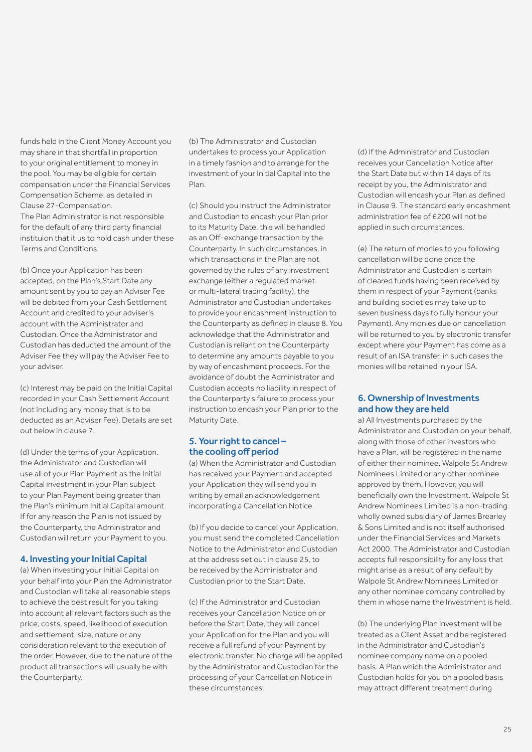funds held in the Client Money Account you may share in that shortfall in proportion to your original entitlement to money in the pool. You may be eligible for certain compensation under the Financial Services Compensation Scheme, as detailed in Clause 27-Compensation.
The Plan Administrator is not responsible for the default of any third party financial instituion that it us to hold cash under these Terms and Conditions.

(b) Once your Application has been accepted, on the Plan's Start Date any amount sent by you to pay an Adviser Fee will be debited from your Cash Settlement Account and credited to your adviser's account with the Administrator and Custodian. Once the Administrator and Custodian has deducted the amount of the Adviser Fee they will pay the Adviser Fee to your adviser.

(c) Interest may be paid on the Initial Capital recorded in your Cash Settlement Account (not including any money that is to be deducted as an Adviser Fee). Details are set out below in clause 7.

(d) Under the terms of your Application, the Administrator and Custodian will use all of your Plan Payment as the Initial Capital investment in your Plan subject to your Plan Payment being greater than the Plan's minimum Initial Capital amount. If for any reason the Plan is not issued by the Counterparty, the Administrator and Custodian will return your Payment to you.

## 4. Investing your Initial Capital

(a) When investing your Initial Capital on your behalf into your Plan the Administrator and Custodian will take all reasonable steps to achieve the best result for you taking into account all relevant factors such as the price, costs, speed, likelihood of execution and settlement, size, nature or any consideration relevant to the execution of the order. However, due to the nature of the product all transactions will usually be with the Counterparty.

(b) The Administrator and Custodian undertakes to process your Application in a timely fashion and to arrange for the investment of your Initial Capital into the Plan.

(c) Should you instruct the Administrator and Custodian to encash your Plan prior to its Maturity Date, this will be handled as an Off-exchange transaction by the Counterparty. In such circumstances, in which transactions in the Plan are not governed by the rules of any investment exchange (either a regulated market or multi-lateral trading facility), the Administrator and Custodian undertakes to provide your encashment instruction to the Counterparty as defined in clause 8. You acknowledge that the Administrator and Custodian is reliant on the Counterparty to determine any amounts payable to you by way of encashment proceeds. For the avoidance of doubt the Administrator and Custodian accepts no liability in respect of the Counterparty's failure to process your instruction to encash your Plan prior to the Maturity Date.

## 5. Your right to cancel – the cooling off period

(a) When the Administrator and Custodian has received your Payment and accepted your Application they will send you in writing by email an acknowledgement incorporating a Cancellation Notice.

(b) If you decide to cancel your Application, you must send the completed Cancellation Notice to the Administrator and Custodian at the address set out in clause 25, to be received by the Administrator and Custodian prior to the Start Date.

(c) If the Administrator and Custodian receives your Cancellation Notice on or before the Start Date, they will cancel your Application for the Plan and you will receive a full refund of your Payment by electronic transfer. No charge will be applied by the Administrator and Custodian for the processing of your Cancellation Notice in these circumstances.

(d) If the Administrator and Custodian receives your Cancellation Notice after the Start Date but within 14 days of its receipt by you, the Administrator and Custodian will encash your Plan as defined in Clause 9. The standard early encashment administration fee of £200 will not be applied in such circumstances.

(e) The return of monies to you following cancellation will be done once the Administrator and Custodian is certain of cleared funds having been received by them in respect of your Payment (banks and building societies may take up to seven business days to fully honour your Payment). Any monies due on cancellation will be returned to you by electronic transfer except where your Payment has come as a result of an ISA transfer, in such cases the monies will be retained in your ISA.

## 6. Ownership of Investments and how they are held

a) All Investments purchased by the Administrator and Custodian on your behalf, along with those of other investors who have a Plan, will be registered in the name of either their nominee, Walpole St Andrew Nominees Limited or any other nominee approved by them. However, you will beneficially own the Investment. Walpole St Andrew Nominees Limited is a non-trading wholly owned subsidiary of James Brearley & Sons Limited and is not itself authorised under the Financial Services and Markets Act 2000. The Administrator and Custodian accepts full responsibility for any loss that might arise as a result of any default by Walpole St Andrew Nominees Limited or any other nominee company controlled by them in whose name the Investment is held.

(b) The underlying Plan investment will be treated as a Client Asset and be registered in the Administrator and Custodian's nominee company name on a pooled basis. A Plan which the Administrator and Custodian holds for you on a pooled basis may attract different treatment during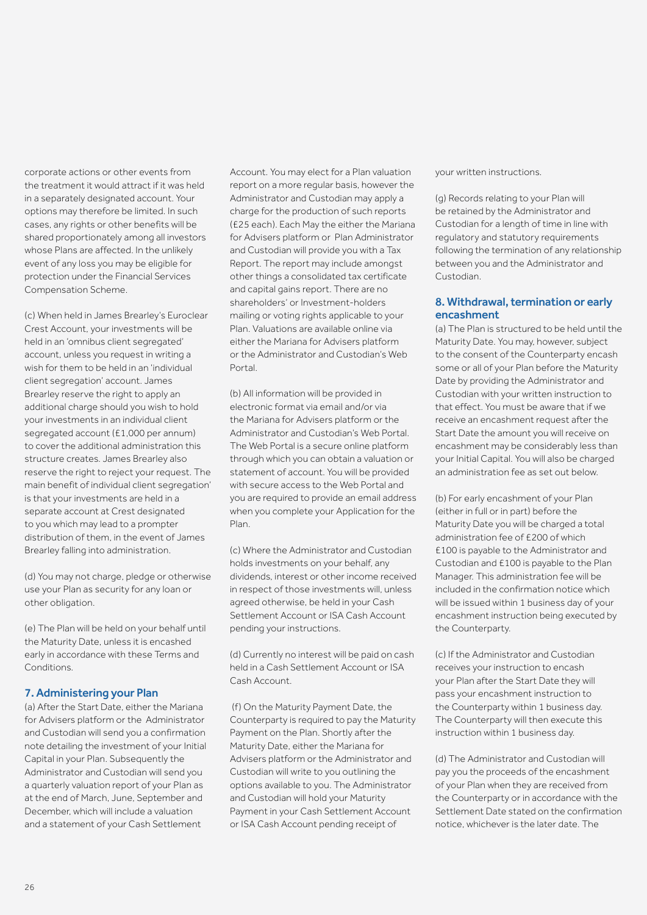corporate actions or other events from the treatment it would attract if it was held in a separately designated account. Your options may therefore be limited. In such cases, any rights or other benefits will be shared proportionately among all investors whose Plans are affected. In the unlikely event of any loss you may be eligible for protection under the Financial Services Compensation Scheme.

(c) When held in James Brearley's Euroclear Crest Account, your investments will be held in an 'omnibus client segregated' account, unless you request in writing a wish for them to be held in an 'individual client segregation' account. James Brearley reserve the right to apply an additional charge should you wish to hold your investments in an individual client segregated account (£1,000 per annum) to cover the additional administration this structure creates. James Brearley also reserve the right to reject your request. The main benefit of individual client segregation' is that your investments are held in a separate account at Crest designated to you which may lead to a prompter distribution of them, in the event of James Brearley falling into administration.

(d) You may not charge, pledge or otherwise use your Plan as security for any loan or other obligation.

(e) The Plan will be held on your behalf until the Maturity Date, unless it is encashed early in accordance with these Terms and Conditions.

## 7. Administering your Plan

(a) After the Start Date, either the Mariana for Advisers platform or the Administrator and Custodian will send you a confirmation note detailing the investment of your Initial Capital in your Plan. Subsequently the Administrator and Custodian will send you a quarterly valuation report of your Plan as at the end of March, June, September and December, which will include a valuation and a statement of your Cash Settlement Account. You may elect for a Plan valuation report on a more regular basis, however the Administrator and Custodian may apply a charge for the production of such reports (£25 each). Each May the either the Mariana for Advisers platform or Plan Administrator and Custodian will provide you with a Tax Report. The report may include amongst other things a consolidated tax certificate and capital gains report. There are no shareholders' or Investment-holders mailing or voting rights applicable to your Plan. Valuations are available online via either the Mariana for Advisers platform or the Administrator and Custodian's Web Portal.

(b) All information will be provided in electronic format via email and/or via the Mariana for Advisers platform or the Administrator and Custodian's Web Portal. The Web Portal is a secure online platform through which you can obtain a valuation or statement of account. You will be provided with secure access to the Web Portal and you are required to provide an email address when you complete your Application for the Plan.

(c) Where the Administrator and Custodian holds investments on your behalf, any dividends, interest or other income received in respect of those investments will, unless agreed otherwise, be held in your Cash Settlement Account or ISA Cash Account pending your instructions.

(d) Currently no interest will be paid on cash held in a Cash Settlement Account or ISA Cash Account.

(f) On the Maturity Payment Date, the Counterparty is required to pay the Maturity Payment on the Plan. Shortly after the Maturity Date, either the Mariana for Advisers platform or the Administrator and Custodian will write to you outlining the options available to you. The Administrator and Custodian will hold your Maturity Payment in your Cash Settlement Account or ISA Cash Account pending receipt of your written instructions.

(g) Records relating to your Plan will be retained by the Administrator and Custodian for a length of time in line with regulatory and statutory requirements following the termination of any relationship between you and the Administrator and Custodian.

## 8. Withdrawal, termination or early encashment

(a) The Plan is structured to be held until the Maturity Date. You may, however, subject to the consent of the Counterparty encash some or all of your Plan before the Maturity Date by providing the Administrator and Custodian with your written instruction to that effect. You must be aware that if we receive an encashment request after the Start Date the amount you will receive on encashment may be considerably less than your Initial Capital. You will also be charged an administration fee as set out below.

(b) For early encashment of your Plan (either in full or in part) before the Maturity Date you will be charged a total administration fee of £200 of which £100 is payable to the Administrator and Custodian and £100 is payable to the Plan Manager. This administration fee will be included in the confirmation notice which will be issued within 1 business day of your encashment instruction being executed by the Counterparty.

(c) If the Administrator and Custodian receives your instruction to encash your Plan after the Start Date they will pass your encashment instruction to the Counterparty within 1 business day. The Counterparty will then execute this instruction within 1 business day.

(d) The Administrator and Custodian will pay you the proceeds of the encashment of your Plan when they are received from the Counterparty or in accordance with the Settlement Date stated on the confirmation notice, whichever is the later date. The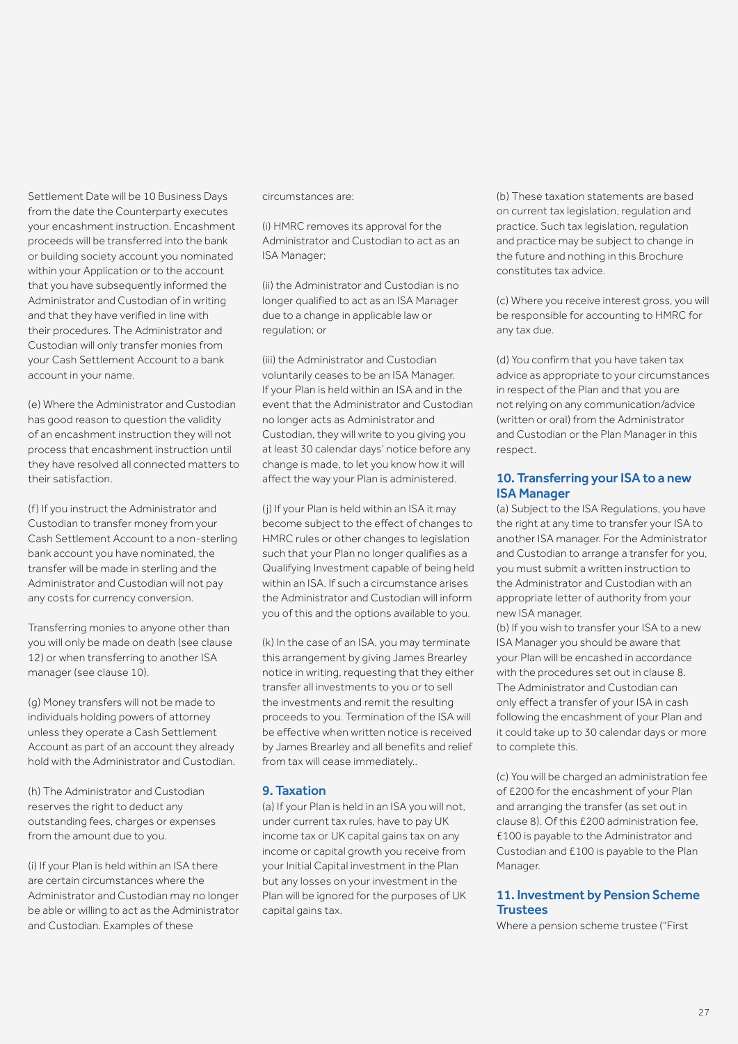Settlement Date will be 10 Business Days from the date the Counterparty executes your encashment instruction. Encashment proceeds will be transferred into the bank or building society account you nominated within your Application or to the account that you have subsequently informed the Administrator and Custodian of in writing and that they have verified in line with their procedures. The Administrator and Custodian will only transfer monies from your Cash Settlement Account to a bank account in your name.

(e) Where the Administrator and Custodian has good reason to question the validity of an encashment instruction they will not process that encashment instruction until they have resolved all connected matters to their satisfaction.

(f) If you instruct the Administrator and Custodian to transfer money from your Cash Settlement Account to a non-sterling bank account you have nominated, the transfer will be made in sterling and the Administrator and Custodian will not pay any costs for currency conversion.

Transferring monies to anyone other than you will only be made on death (see clause 12) or when transferring to another ISA manager (see clause 10).

(g) Money transfers will not be made to individuals holding powers of attorney unless they operate a Cash Settlement Account as part of an account they already hold with the Administrator and Custodian.

(h) The Administrator and Custodian reserves the right to deduct any outstanding fees, charges or expenses from the amount due to you.

(i) If your Plan is held within an ISA there are certain circumstances where the Administrator and Custodian may no longer be able or willing to act as the Administrator and Custodian. Examples of these circumstances are:

(i) HMRC removes its approval for the Administrator and Custodian to act as an ISA Manager;

(ii) the Administrator and Custodian is no longer qualified to act as an ISA Manager due to a change in applicable law or regulation; or

(iii) the Administrator and Custodian voluntarily ceases to be an ISA Manager. If your Plan is held within an ISA and in the event that the Administrator and Custodian no longer acts as Administrator and Custodian, they will write to you giving you at least 30 calendar days' notice before any change is made, to let you know how it will affect the way your Plan is administered.

(j) If your Plan is held within an ISA it may become subject to the effect of changes to HMRC rules or other changes to legislation such that your Plan no longer qualifies as a Qualifying Investment capable of being held within an ISA. If such a circumstance arises the Administrator and Custodian will inform you of this and the options available to you.

(k) In the case of an ISA, you may terminate this arrangement by giving James Brearley notice in writing, requesting that they either transfer all investments to you or to sell the investments and remit the resulting proceeds to you. Termination of the ISA will be effective when written notice is received by James Brearley and all benefits and relief from tax will cease immediately..

## 9. Taxation

(a) If your Plan is held in an ISA you will not, under current tax rules, have to pay UK income tax or UK capital gains tax on any income or capital growth you receive from your Initial Capital investment in the Plan but any losses on your investment in the Plan will be ignored for the purposes of UK capital gains tax.

(b) These taxation statements are based on current tax legislation, regulation and practice. Such tax legislation, regulation and practice may be subject to change in the future and nothing in this Brochure constitutes tax advice.

(c) Where you receive interest gross, you will be responsible for accounting to HMRC for any tax due.

(d) You confirm that you have taken tax advice as appropriate to your circumstances in respect of the Plan and that you are not relying on any communication/advice (written or oral) from the Administrator and Custodian or the Plan Manager in this respect.

## 10. Transferring your ISA to a new ISA Manager

(a) Subject to the ISA Regulations, you have the right at any time to transfer your ISA to another ISA manager. For the Administrator and Custodian to arrange a transfer for you, you must submit a written instruction to the Administrator and Custodian with an appropriate letter of authority from your new ISA manager.

(b) If you wish to transfer your ISA to a new ISA Manager you should be aware that your Plan will be encashed in accordance with the procedures set out in clause 8. The Administrator and Custodian can only effect a transfer of your ISA in cash following the encashment of your Plan and it could take up to 30 calendar days or more to complete this.

(c) You will be charged an administration fee of £200 for the encashment of your Plan and arranging the transfer (as set out in clause 8). Of this £200 administration fee, £100 is payable to the Administrator and Custodian and £100 is payable to the Plan Manager.

## 11. Investment by Pension Scheme Trustees

Where a pension scheme trustee ("First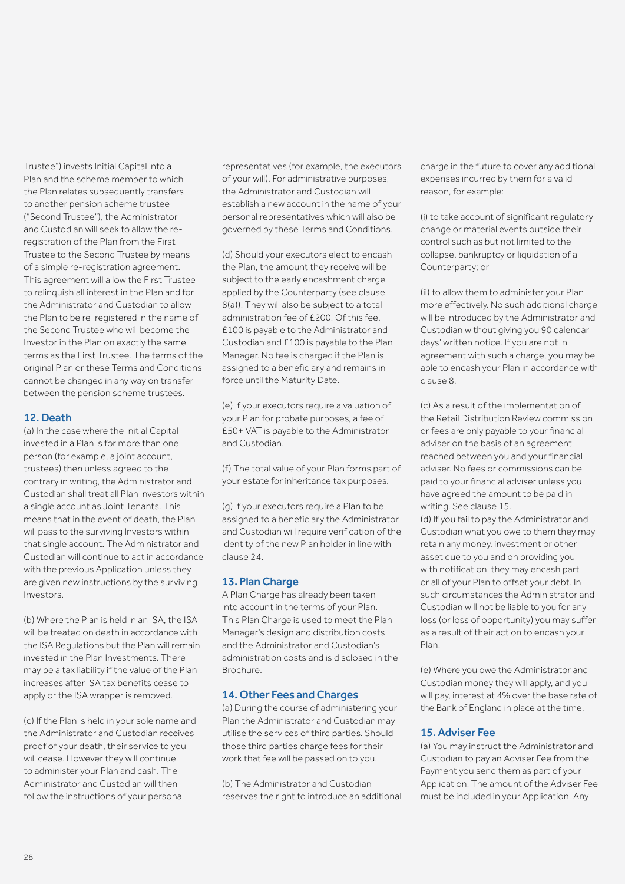Trustee") invests Initial Capital into a Plan and the scheme member to which the Plan relates subsequently transfers to another pension scheme trustee ("Second Trustee"), the Administrator and Custodian will seek to allow the re-registration of the Plan from the First Trustee to the Second Trustee by means of a simple re-registration agreement. This agreement will allow the First Trustee to relinquish all interest in the Plan and for the Administrator and Custodian to allow the Plan to be re-registered in the name of the Second Trustee who will become the Investor in the Plan on exactly the same terms as the First Trustee. The terms of the original Plan or these Terms and Conditions cannot be changed in any way on transfer between the pension scheme trustees.

## 12. Death

(a) In the case where the Initial Capital invested in a Plan is for more than one person (for example, a joint account, trustees) then unless agreed to the contrary in writing, the Administrator and Custodian shall treat all Plan Investors within a single account as Joint Tenants. This means that in the event of death, the Plan will pass to the surviving Investors within that single account. The Administrator and Custodian will continue to act in accordance with the previous Application unless they are given new instructions by the surviving Investors.

(b) Where the Plan is held in an ISA, the ISA will be treated on death in accordance with the ISA Regulations but the Plan will remain invested in the Plan Investments. There may be a tax liability if the value of the Plan increases after ISA tax benefits cease to apply or the ISA wrapper is removed.

(c) If the Plan is held in your sole name and the Administrator and Custodian receives proof of your death, their service to you will cease. However they will continue to administer your Plan and cash. The Administrator and Custodian will then follow the instructions of your personal representatives (for example, the executors of your will). For administrative purposes, the Administrator and Custodian will establish a new account in the name of your personal representatives which will also be governed by these Terms and Conditions.

(d) Should your executors elect to encash the Plan, the amount they receive will be subject to the early encashment charge applied by the Counterparty (see clause 8(a)). They will also be subject to a total administration fee of £200. Of this fee, £100 is payable to the Administrator and Custodian and £100 is payable to the Plan Manager. No fee is charged if the Plan is assigned to a beneficiary and remains in force until the Maturity Date.

(e) If your executors require a valuation of your Plan for probate purposes, a fee of £50+ VAT is payable to the Administrator and Custodian.

(f) The total value of your Plan forms part of your estate for inheritance tax purposes.

(g) If your executors require a Plan to be assigned to a beneficiary the Administrator and Custodian will require verification of the identity of the new Plan holder in line with clause 24.

## 13. Plan Charge

A Plan Charge has already been taken into account in the terms of your Plan. This Plan Charge is used to meet the Plan Manager's design and distribution costs and the Administrator and Custodian's administration costs and is disclosed in the Brochure.

## 14. Other Fees and Charges

(a) During the course of administering your Plan the Administrator and Custodian may utilise the services of third parties. Should those third parties charge fees for their work that fee will be passed on to you.

(b) The Administrator and Custodian reserves the right to introduce an additional charge in the future to cover any additional expenses incurred by them for a valid reason, for example:

(i) to take account of significant regulatory change or material events outside their control such as but not limited to the collapse, bankruptcy or liquidation of a Counterparty; or

(ii) to allow them to administer your Plan more effectively. No such additional charge will be introduced by the Administrator and Custodian without giving you 90 calendar days' written notice. If you are not in agreement with such a charge, you may be able to encash your Plan in accordance with clause 8.

(c) As a result of the implementation of the Retail Distribution Review commission or fees are only payable to your financial adviser on the basis of an agreement reached between you and your financial adviser. No fees or commissions can be paid to your financial adviser unless you have agreed the amount to be paid in writing. See clause 15.

(d) If you fail to pay the Administrator and Custodian what you owe to them they may retain any money, investment or other asset due to you and on providing you with notification, they may encash part or all of your Plan to offset your debt. In such circumstances the Administrator and Custodian will not be liable to you for any loss (or loss of opportunity) you may suffer as a result of their action to encash your Plan.

(e) Where you owe the Administrator and Custodian money they will apply, and you will pay, interest at 4% over the base rate of the Bank of England in place at the time.

## 15. Adviser Fee

(a) You may instruct the Administrator and Custodian to pay an Adviser Fee from the Payment you send them as part of your Application. The amount of the Adviser Fee must be included in your Application. Any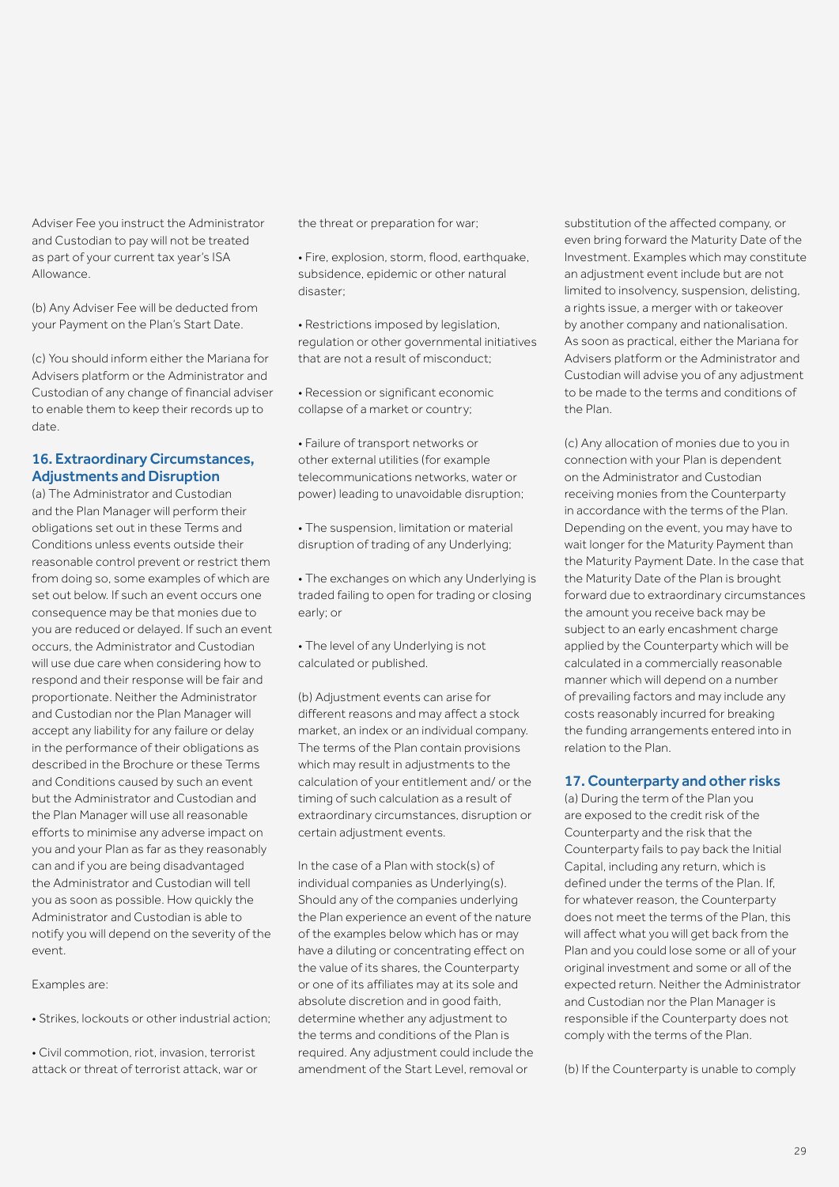Adviser Fee you instruct the Administrator and Custodian to pay will not be treated as part of your current tax year's ISA Allowance.

(b) Any Adviser Fee will be deducted from your Payment on the Plan's Start Date.

(c) You should inform either the Mariana for Advisers platform or the Administrator and Custodian of any change of financial adviser to enable them to keep their records up to date.

### 16. Extraordinary Circumstances, Adjustments and Disruption

(a) The Administrator and Custodian and the Plan Manager will perform their obligations set out in these Terms and Conditions unless events outside their reasonable control prevent or restrict them from doing so, some examples of which are set out below. If such an event occurs one consequence may be that monies due to you are reduced or delayed. If such an event occurs, the Administrator and Custodian will use due care when considering how to respond and their response will be fair and proportionate. Neither the Administrator and Custodian nor the Plan Manager will accept any liability for any failure or delay in the performance of their obligations as described in the Brochure or these Terms and Conditions caused by such an event but the Administrator and Custodian and the Plan Manager will use all reasonable efforts to minimise any adverse impact on you and your Plan as far as they reasonably can and if you are being disadvantaged the Administrator and Custodian will tell you as soon as possible. How quickly the Administrator and Custodian is able to notify you will depend on the severity of the event.

Examples are:

- Strikes, lockouts or other industrial action;
- Civil commotion, riot, invasion, terrorist attack or threat of terrorist attack, war or the threat or preparation for war;
- Fire, explosion, storm, flood, earthquake, subsidence, epidemic or other natural disaster;
- Restrictions imposed by legislation, regulation or other governmental initiatives that are not a result of misconduct;
- Recession or significant economic collapse of a market or country;
- Failure of transport networks or other external utilities (for example telecommunications networks, water or power) leading to unavoidable disruption;
- The suspension, limitation or material disruption of trading of any Underlying;
- The exchanges on which any Underlying is traded failing to open for trading or closing early; or
- The level of any Underlying is not calculated or published.

(b) Adjustment events can arise for different reasons and may affect a stock market, an index or an individual company. The terms of the Plan contain provisions which may result in adjustments to the calculation of your entitlement and/ or the timing of such calculation as a result of extraordinary circumstances, disruption or certain adjustment events.

In the case of a Plan with stock(s) of individual companies as Underlying(s). Should any of the companies underlying the Plan experience an event of the nature of the examples below which has or may have a diluting or concentrating effect on the value of its shares, the Counterparty or one of its affiliates may at its sole and absolute discretion and in good faith, determine whether any adjustment to the terms and conditions of the Plan is required. Any adjustment could include the amendment of the Start Level, removal or substitution of the affected company, or even bring forward the Maturity Date of the Investment. Examples which may constitute an adjustment event include but are not limited to insolvency, suspension, delisting, a rights issue, a merger with or takeover by another company and nationalisation. As soon as practical, either the Mariana for Advisers platform or the Administrator and Custodian will advise you of any adjustment to be made to the terms and conditions of the Plan.

(c) Any allocation of monies due to you in connection with your Plan is dependent on the Administrator and Custodian receiving monies from the Counterparty in accordance with the terms of the Plan. Depending on the event, you may have to wait longer for the Maturity Payment than the Maturity Payment Date. In the case that the Maturity Date of the Plan is brought forward due to extraordinary circumstances the amount you receive back may be subject to an early encashment charge applied by the Counterparty which will be calculated in a commercially reasonable manner which will depend on a number of prevailing factors and may include any costs reasonably incurred for breaking the funding arrangements entered into in relation to the Plan.

### 17. Counterparty and other risks

(a) During the term of the Plan you are exposed to the credit risk of the Counterparty and the risk that the Counterparty fails to pay back the Initial Capital, including any return, which is defined under the terms of the Plan. If, for whatever reason, the Counterparty does not meet the terms of the Plan, this will affect what you will get back from the Plan and you could lose some or all of your original investment and some or all of the expected return. Neither the Administrator and Custodian nor the Plan Manager is responsible if the Counterparty does not comply with the terms of the Plan.

(b) If the Counterparty is unable to comply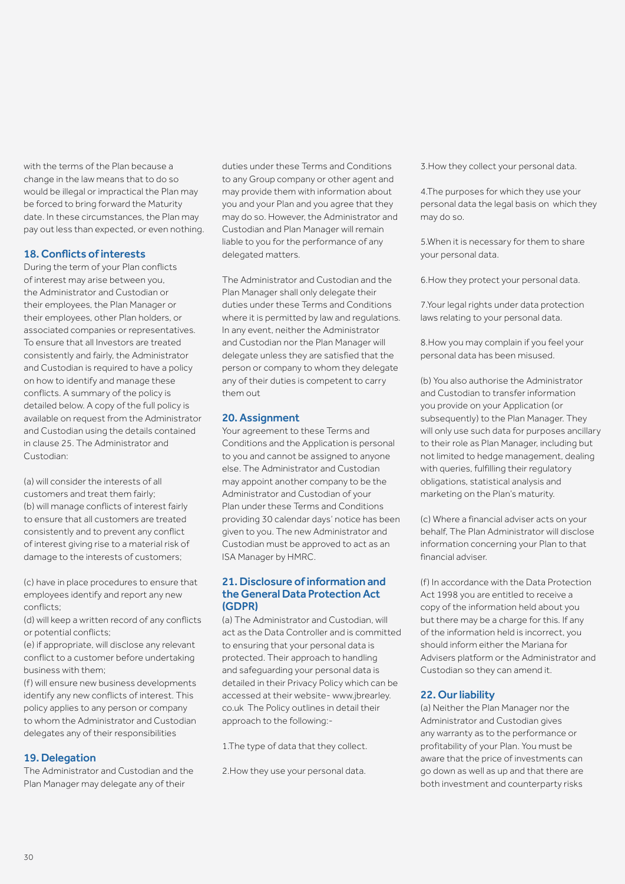with the terms of the Plan because a change in the law means that to do so would be illegal or impractical the Plan may be forced to bring forward the Maturity date. In these circumstances, the Plan may pay out less than expected, or even nothing.

## 18. Conflicts of interests

During the term of your Plan conflicts of interest may arise between you, the Administrator and Custodian or their employees, the Plan Manager or their employees, other Plan holders, or associated companies or representatives. To ensure that all Investors are treated consistently and fairly, the Administrator and Custodian is required to have a policy on how to identify and manage these conflicts. A summary of the policy is detailed below. A copy of the full policy is available on request from the Administrator and Custodian using the details contained in clause 25. The Administrator and Custodian:

(a) will consider the interests of all customers and treat them fairly;
(b) will manage conflicts of interest fairly to ensure that all customers are treated consistently and to prevent any conflict of interest giving rise to a material risk of damage to the interests of customers;

(c) have in place procedures to ensure that employees identify and report any new conflicts;
(d) will keep a written record of any conflicts or potential conflicts;
(e) if appropriate, will disclose any relevant conflict to a customer before undertaking business with them;
(f) will ensure new business developments identify any new conflicts of interest. This policy applies to any person or company to whom the Administrator and Custodian delegates any of their responsibilities

## 19. Delegation

The Administrator and Custodian and the Plan Manager may delegate any of their duties under these Terms and Conditions to any Group company or other agent and may provide them with information about you and your Plan and you agree that they may do so. However, the Administrator and Custodian and Plan Manager will remain liable to you for the performance of any delegated matters.

The Administrator and Custodian and the Plan Manager shall only delegate their duties under these Terms and Conditions where it is permitted by law and regulations. In any event, neither the Administrator and Custodian nor the Plan Manager will delegate unless they are satisfied that the person or company to whom they delegate any of their duties is competent to carry them out

## 20. Assignment

Your agreement to these Terms and Conditions and the Application is personal to you and cannot be assigned to anyone else. The Administrator and Custodian may appoint another company to be the Administrator and Custodian of your Plan under these Terms and Conditions providing 30 calendar days' notice has been given to you. The new Administrator and Custodian must be approved to act as an ISA Manager by HMRC.

## 21. Disclosure of information and the General Data Protection Act (GDPR)

(a) The Administrator and Custodian, will act as the Data Controller and is committed to ensuring that your personal data is protected. Their approach to handling and safeguarding your personal data is detailed in their Privacy Policy which can be accessed at their website- www.jbrearley.co.uk The Policy outlines in detail their approach to the following:-

1.The type of data that they collect.

2.How they use your personal data.

3.How they collect your personal data.

4.The purposes for which they use your personal data the legal basis on which they may do so.

5.When it is necessary for them to share your personal data.

6.How they protect your personal data.

7.Your legal rights under data protection laws relating to your personal data.

8.How you may complain if you feel your personal data has been misused.

(b) You also authorise the Administrator and Custodian to transfer information you provide on your Application (or subsequently) to the Plan Manager. They will only use such data for purposes ancillary to their role as Plan Manager, including but not limited to hedge management, dealing with queries, fulfilling their regulatory obligations, statistical analysis and marketing on the Plan's maturity.

(c) Where a financial adviser acts on your behalf, The Plan Administrator will disclose information concerning your Plan to that financial adviser.

(f) In accordance with the Data Protection Act 1998 you are entitled to receive a copy of the information held about you but there may be a charge for this. If any of the information held is incorrect, you should inform either the Mariana for Advisers platform or the Administrator and Custodian so they can amend it.

## 22. Our liability

(a) Neither the Plan Manager nor the Administrator and Custodian gives any warranty as to the performance or profitability of your Plan. You must be aware that the price of investments can go down as well as up and that there are both investment and counterparty risks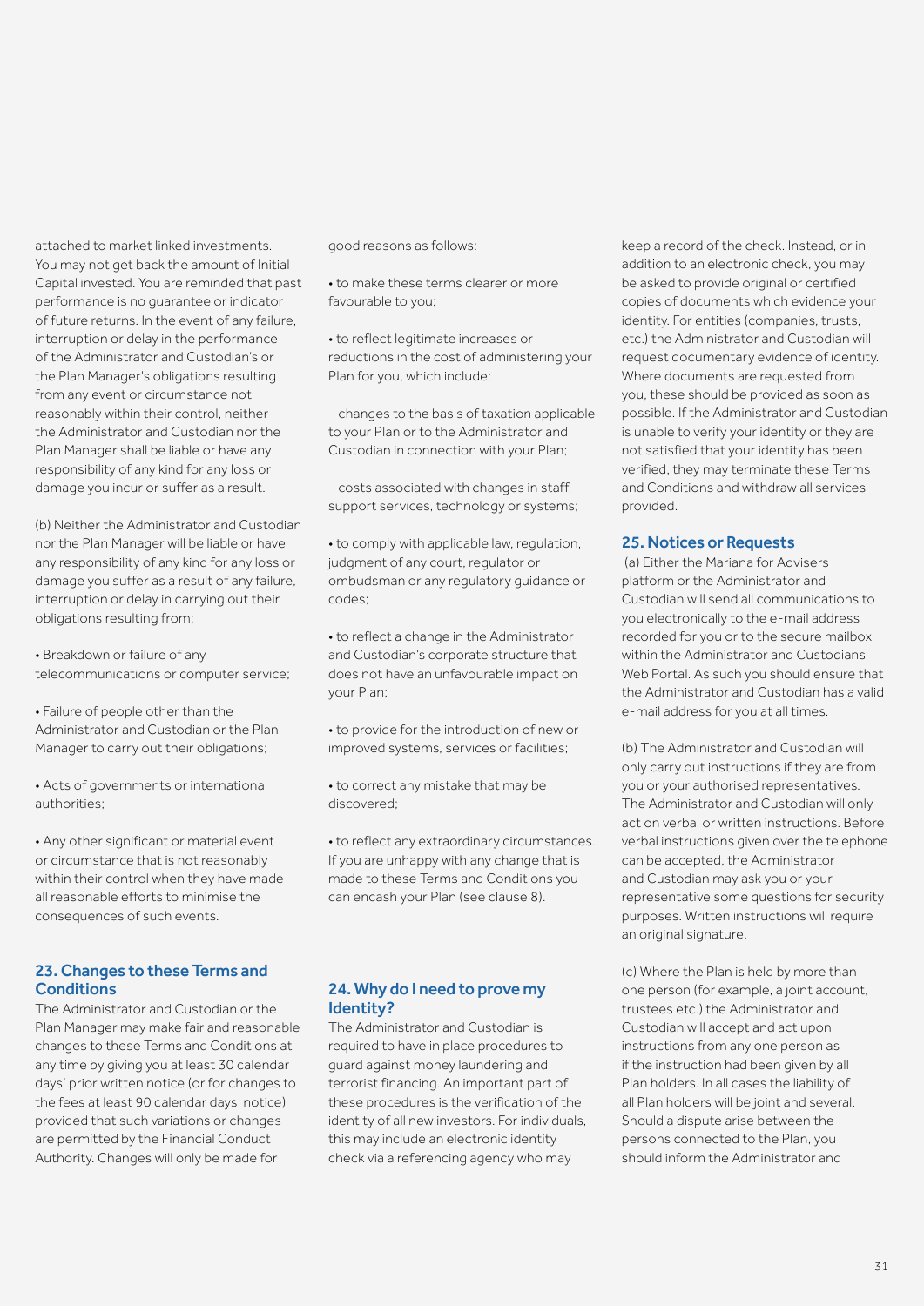attached to market linked investments. You may not get back the amount of Initial Capital invested. You are reminded that past performance is no guarantee or indicator of future returns. In the event of any failure, interruption or delay in the performance of the Administrator and Custodian's or the Plan Manager's obligations resulting from any event or circumstance not reasonably within their control, neither the Administrator and Custodian nor the Plan Manager shall be liable or have any responsibility of any kind for any loss or damage you incur or suffer as a result.

(b) Neither the Administrator and Custodian nor the Plan Manager will be liable or have any responsibility of any kind for any loss or damage you suffer as a result of any failure, interruption or delay in carrying out their obligations resulting from:

- Breakdown or failure of any telecommunications or computer service;
- Failure of people other than the Administrator and Custodian or the Plan Manager to carry out their obligations;
- Acts of governments or international authorities;
- Any other significant or material event or circumstance that is not reasonably within their control when they have made all reasonable efforts to minimise the consequences of such events.

## 23. Changes to these Terms and Conditions

The Administrator and Custodian or the Plan Manager may make fair and reasonable changes to these Terms and Conditions at any time by giving you at least 30 calendar days' prior written notice (or for changes to the fees at least 90 calendar days' notice) provided that such variations or changes are permitted by the Financial Conduct Authority. Changes will only be made for good reasons as follows:

- to make these terms clearer or more favourable to you;
- to reflect legitimate increases or reductions in the cost of administering your Plan for you, which include:

– changes to the basis of taxation applicable to your Plan or to the Administrator and Custodian in connection with your Plan;

– costs associated with changes in staff, support services, technology or systems;

- to comply with applicable law, regulation, judgment of any court, regulator or ombudsman or any regulatory guidance or codes;
- to reflect a change in the Administrator and Custodian's corporate structure that does not have an unfavourable impact on your Plan;
- to provide for the introduction of new or improved systems, services or facilities;
- to correct any mistake that may be discovered;
- to reflect any extraordinary circumstances. If you are unhappy with any change that is made to these Terms and Conditions you can encash your Plan (see clause 8).

## 24. Why do I need to prove my Identity?

The Administrator and Custodian is required to have in place procedures to guard against money laundering and terrorist financing. An important part of these procedures is the verification of the identity of all new investors. For individuals, this may include an electronic identity check via a referencing agency who may keep a record of the check. Instead, or in addition to an electronic check, you may be asked to provide original or certified copies of documents which evidence your identity. For entities (companies, trusts, etc.) the Administrator and Custodian will request documentary evidence of identity. Where documents are requested from you, these should be provided as soon as possible. If the Administrator and Custodian is unable to verify your identity or they are not satisfied that your identity has been verified, they may terminate these Terms and Conditions and withdraw all services provided.

## 25. Notices or Requests

(a) Either the Mariana for Advisers platform or the Administrator and Custodian will send all communications to you electronically to the e-mail address recorded for you or to the secure mailbox within the Administrator and Custodians Web Portal. As such you should ensure that the Administrator and Custodian has a valid e-mail address for you at all times.

(b) The Administrator and Custodian will only carry out instructions if they are from you or your authorised representatives. The Administrator and Custodian will only act on verbal or written instructions. Before verbal instructions given over the telephone can be accepted, the Administrator and Custodian may ask you or your representative some questions for security purposes. Written instructions will require an original signature.

(c) Where the Plan is held by more than one person (for example, a joint account, trustees etc.) the Administrator and Custodian will accept and act upon instructions from any one person as if the instruction had been given by all Plan holders. In all cases the liability of all Plan holders will be joint and several. Should a dispute arise between the persons connected to the Plan, you should inform the Administrator and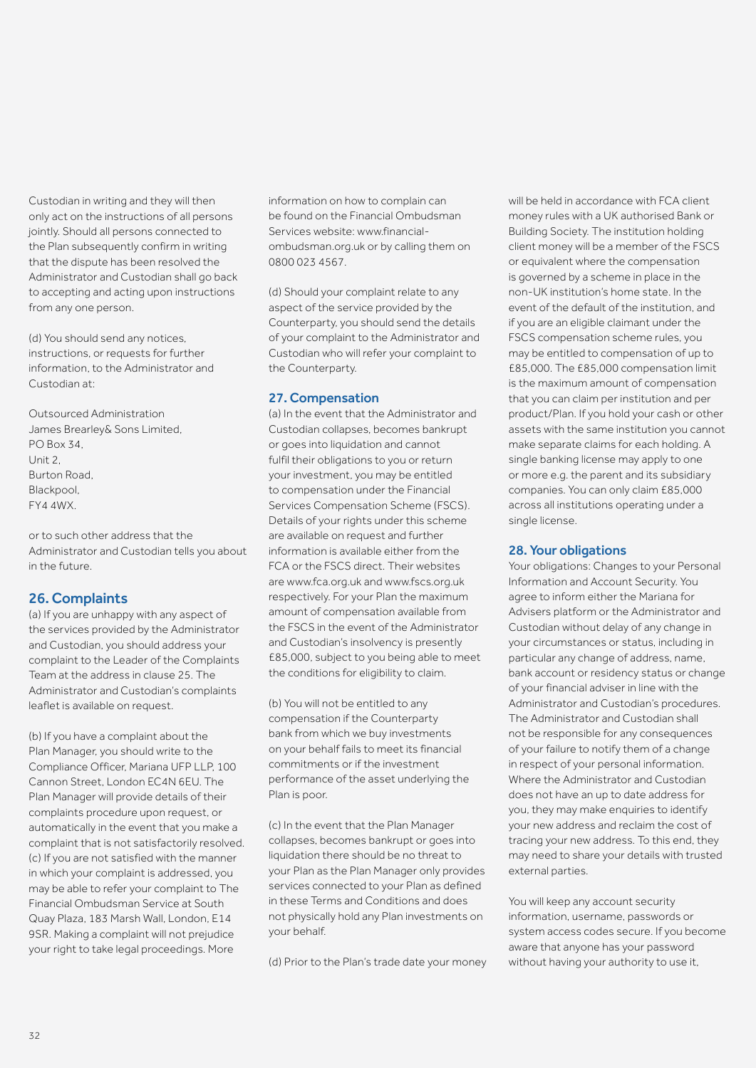Custodian in writing and they will then only act on the instructions of all persons jointly. Should all persons connected to the Plan subsequently confirm in writing that the dispute has been resolved the Administrator and Custodian shall go back to accepting and acting upon instructions from any one person.

(d) You should send any notices, instructions, or requests for further information, to the Administrator and Custodian at:

Outsourced Administration
James Brearley& Sons Limited,
PO Box 34,
Unit 2,
Burton Road,
Blackpool,
FY4 4WX.

or to such other address that the Administrator and Custodian tells you about in the future.

## 26. Complaints

(a) If you are unhappy with any aspect of the services provided by the Administrator and Custodian, you should address your complaint to the Leader of the Complaints Team at the address in clause 25. The Administrator and Custodian's complaints leaflet is available on request.

(b) If you have a complaint about the Plan Manager, you should write to the Compliance Officer, Mariana UFP LLP, 100 Cannon Street, London EC4N 6EU. The Plan Manager will provide details of their complaints procedure upon request, or automatically in the event that you make a complaint that is not satisfactorily resolved.

(c) If you are not satisfied with the manner in which your complaint is addressed, you may be able to refer your complaint to The Financial Ombudsman Service at South Quay Plaza, 183 Marsh Wall, London, E14 9SR. Making a complaint will not prejudice your right to take legal proceedings. More information on how to complain can be found on the Financial Ombudsman Services website: www.financial-ombudsman.org.uk or by calling them on 0800 023 4567.

(d) Should your complaint relate to any aspect of the service provided by the Counterparty, you should send the details of your complaint to the Administrator and Custodian who will refer your complaint to the Counterparty.

## 27. Compensation

(a) In the event that the Administrator and Custodian collapses, becomes bankrupt or goes into liquidation and cannot fulfil their obligations to you or return your investment, you may be entitled to compensation under the Financial Services Compensation Scheme (FSCS). Details of your rights under this scheme are available on request and further information is available either from the FCA or the FSCS direct. Their websites are www.fca.org.uk and www.fscs.org.uk respectively. For your Plan the maximum amount of compensation available from the FSCS in the event of the Administrator and Custodian's insolvency is presently £85,000, subject to you being able to meet the conditions for eligibility to claim.

(b) You will not be entitled to any compensation if the Counterparty bank from which we buy investments on your behalf fails to meet its financial commitments or if the investment performance of the asset underlying the Plan is poor.

(c) In the event that the Plan Manager collapses, becomes bankrupt or goes into liquidation there should be no threat to your Plan as the Plan Manager only provides services connected to your Plan as defined in these Terms and Conditions and does not physically hold any Plan investments on your behalf.

(d) Prior to the Plan's trade date your money will be held in accordance with FCA client money rules with a UK authorised Bank or Building Society. The institution holding client money will be a member of the FSCS or equivalent where the compensation is governed by a scheme in place in the non-UK institution's home state. In the event of the default of the institution, and if you are an eligible claimant under the FSCS compensation scheme rules, you may be entitled to compensation of up to £85,000. The £85,000 compensation limit is the maximum amount of compensation that you can claim per institution and per product/Plan. If you hold your cash or other assets with the same institution you cannot make separate claims for each holding. A single banking license may apply to one or more e.g. the parent and its subsidiary companies. You can only claim £85,000 across all institutions operating under a single license.

## 28. Your obligations

Your obligations: Changes to your Personal Information and Account Security. You agree to inform either the Mariana for Advisers platform or the Administrator and Custodian without delay of any change in your circumstances or status, including in particular any change of address, name, bank account or residency status or change of your financial adviser in line with the Administrator and Custodian's procedures. The Administrator and Custodian shall not be responsible for any consequences of your failure to notify them of a change in respect of your personal information. Where the Administrator and Custodian does not have an up to date address for you, they may make enquiries to identify your new address and reclaim the cost of tracing your new address. To this end, they may need to share your details with trusted external parties.

You will keep any account security information, username, passwords or system access codes secure. If you become aware that anyone has your password without having your authority to use it,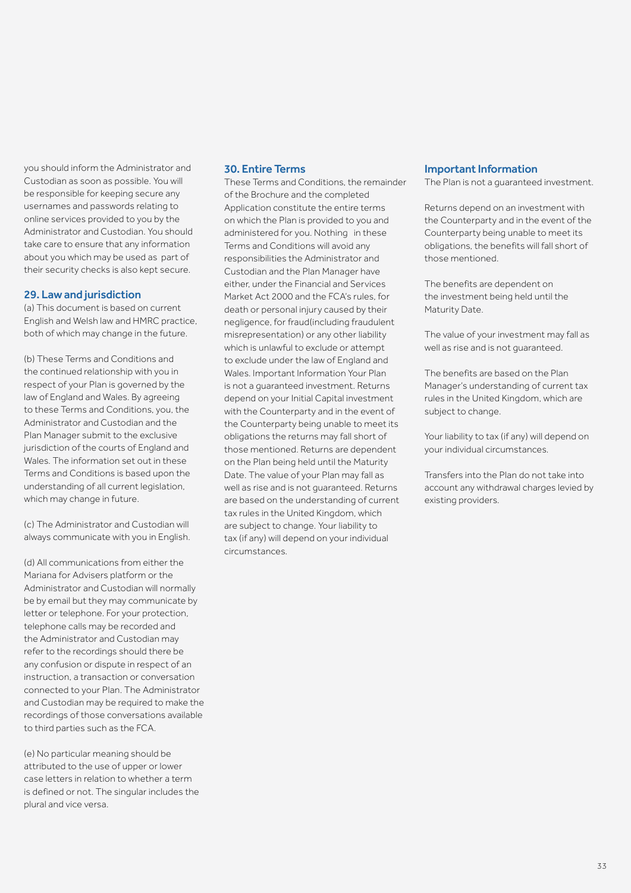you should inform the Administrator and Custodian as soon as possible. You will be responsible for keeping secure any usernames and passwords relating to online services provided to you by the Administrator and Custodian. You should take care to ensure that any information about you which may be used as part of their security checks is also kept secure.

## 29. Law and jurisdiction

(a) This document is based on current English and Welsh law and HMRC practice, both of which may change in the future.

(b) These Terms and Conditions and the continued relationship with you in respect of your Plan is governed by the law of England and Wales. By agreeing to these Terms and Conditions, you, the Administrator and Custodian and the Plan Manager submit to the exclusive jurisdiction of the courts of England and Wales. The information set out in these Terms and Conditions is based upon the understanding of all current legislation, which may change in future.

(c) The Administrator and Custodian will always communicate with you in English.

(d) All communications from either the Mariana for Advisers platform or the Administrator and Custodian will normally be by email but they may communicate by letter or telephone. For your protection, telephone calls may be recorded and the Administrator and Custodian may refer to the recordings should there be any confusion or dispute in respect of an instruction, a transaction or conversation connected to your Plan. The Administrator and Custodian may be required to make the recordings of those conversations available to third parties such as the FCA.

(e) No particular meaning should be attributed to the use of upper or lower case letters in relation to whether a term is defined or not. The singular includes the plural and vice versa.

## 30. Entire Terms

These Terms and Conditions, the remainder of the Brochure and the completed Application constitute the entire terms on which the Plan is provided to you and administered for you. Nothing in these Terms and Conditions will avoid any responsibilities the Administrator and Custodian and the Plan Manager have either, under the Financial and Services Market Act 2000 and the FCA's rules, for death or personal injury caused by their negligence, for fraud(including fraudulent misrepresentation) or any other liability which is unlawful to exclude or attempt to exclude under the law of England and Wales. Important Information Your Plan is not a guaranteed investment. Returns depend on your Initial Capital investment with the Counterparty and in the event of the Counterparty being unable to meet its obligations the returns may fall short of those mentioned. Returns are dependent on the Plan being held until the Maturity Date. The value of your Plan may fall as well as rise and is not guaranteed. Returns are based on the understanding of current tax rules in the United Kingdom, which are subject to change. Your liability to tax (if any) will depend on your individual circumstances.

## Important Information

The Plan is not a guaranteed investment.

Returns depend on an investment with the Counterparty and in the event of the Counterparty being unable to meet its obligations, the benefits will fall short of those mentioned.

The benefits are dependent on the investment being held until the Maturity Date.

The value of your investment may fall as well as rise and is not guaranteed.

The benefits are based on the Plan Manager's understanding of current tax rules in the United Kingdom, which are subject to change.

Your liability to tax (if any) will depend on your individual circumstances.

Transfers into the Plan do not take into account any withdrawal charges levied by existing providers.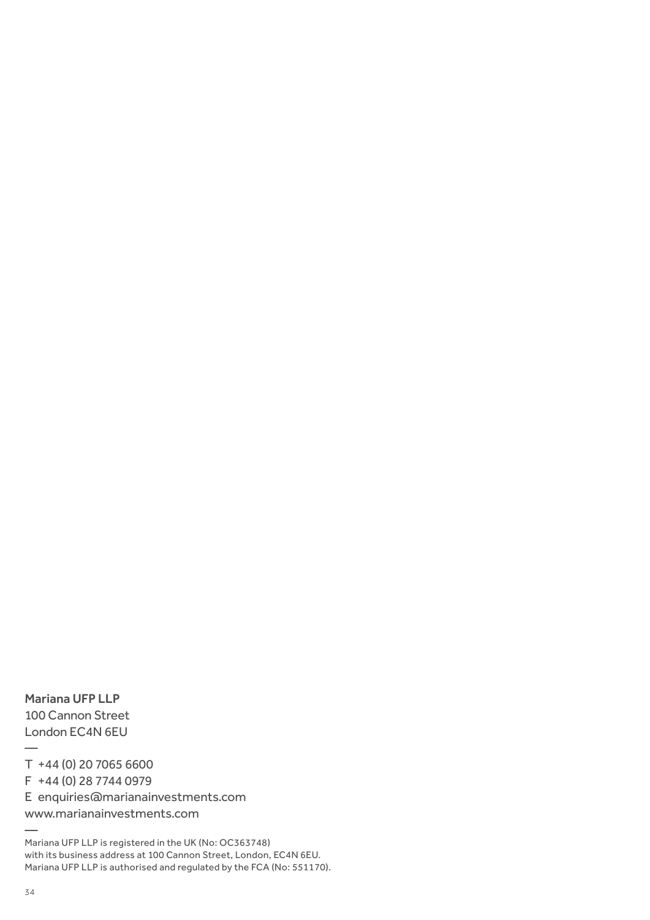**Mariana UFP LLP**
100 Cannon Street
London EC4N 6EU

—

T +44 (0) 20 7065 6600
F +44 (0) 28 7744 0979
E enquiries@marianainvestments.com
www.marianainvestments.com

—

Mariana UFP LLP is registered in the UK (No: OC363748)
with its business address at 100 Cannon Street, London, EC4N 6EU.
Mariana UFP LLP is authorised and regulated by the FCA (No: 551170).